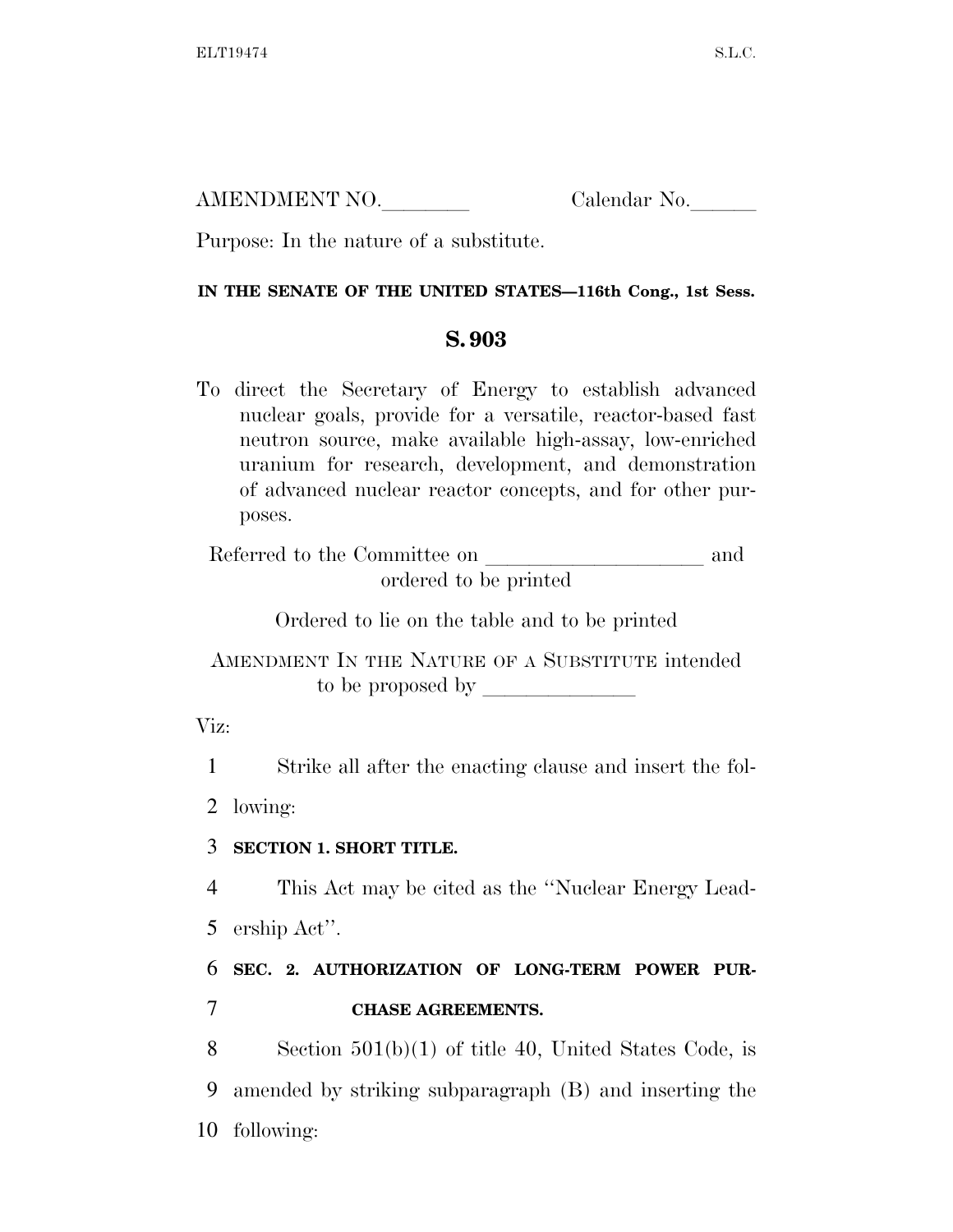AMENDMENT NO.________ Calendar No.______

Purpose: In the nature of a substitute.

**IN THE SENATE OF THE UNITED STATES—116th Cong., 1st Sess.**

# S. 903

To direct the Secretary of Energy to establish advanced nuclear goals, provide for a versatile, reactor-based fast neutron source, make available high-assay, low-enriched uranium for research, development, and demonstration of advanced nuclear reactor concepts, and for other purposes.

Referred to the Committee on ____________________ and ordered to be printed

Ordered to lie on the table and to be printed

AMENDMENT IN THE NATURE OF A SUBSTITUTE intended to be proposed by ______________

Viz:

1 Strike all after the enacting clause and insert the fol-
2 lowing:

3 **SECTION 1. SHORT TITLE.**

4 This Act may be cited as the ''Nuclear Energy Lead-
5 ership Act''.

6 **SEC. 2. AUTHORIZATION OF LONG-TERM POWER PUR-**
7 **CHASE AGREEMENTS.**

8 Section 501(b)(1) of title 40, United States Code, is
9 amended by striking subparagraph (B) and inserting the
10 following: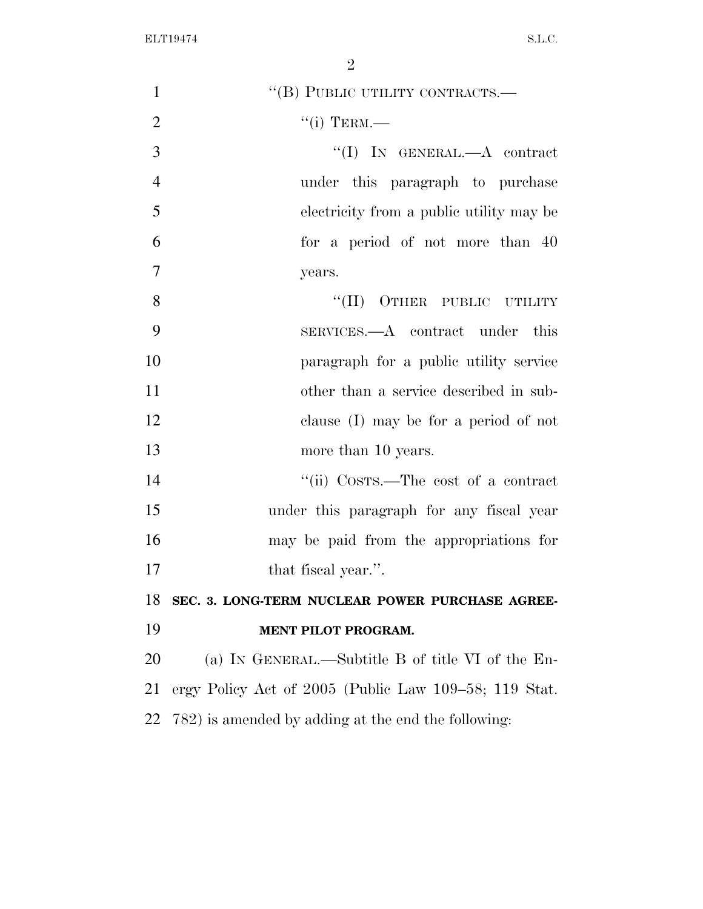"(B) PUBLIC UTILITY CONTRACTS.—

"(i) TERM.—

"(I) IN GENERAL.—A contract under this paragraph to purchase electricity from a public utility may be for a period of not more than 40 years.

"(II) OTHER PUBLIC UTILITY SERVICES.—A contract under this paragraph for a public utility service other than a service described in subclause (I) may be for a period of not more than 10 years.

"(ii) COSTS.—The cost of a contract under this paragraph for any fiscal year may be paid from the appropriations for that fiscal year.".

**SEC. 3. LONG-TERM NUCLEAR POWER PURCHASE AGREEMENT PILOT PROGRAM.**

(a) IN GENERAL.—Subtitle B of title VI of the Energy Policy Act of 2005 (Public Law 109–58; 119 Stat. 782) is amended by adding at the end the following: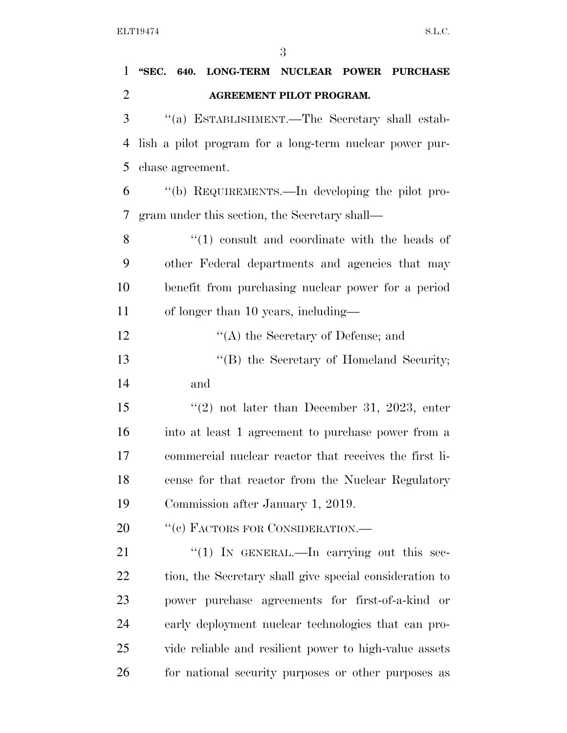**"SEC. 640. LONG-TERM NUCLEAR POWER PURCHASE AGREEMENT PILOT PROGRAM.**

''(a) ESTABLISHMENT.—The Secretary shall establish a pilot program for a long-term nuclear power purchase agreement.

''(b) REQUIREMENTS.—In developing the pilot program under this section, the Secretary shall—

''(1) consult and coordinate with the heads of other Federal departments and agencies that may benefit from purchasing nuclear power for a period of longer than 10 years, including—

''(A) the Secretary of Defense; and

''(B) the Secretary of Homeland Security; and

''(2) not later than December 31, 2023, enter into at least 1 agreement to purchase power from a commercial nuclear reactor that receives the first license for that reactor from the Nuclear Regulatory Commission after January 1, 2019.

''(c) FACTORS FOR CONSIDERATION.—

''(1) IN GENERAL.—In carrying out this section, the Secretary shall give special consideration to power purchase agreements for first-of-a-kind or early deployment nuclear technologies that can provide reliable and resilient power to high-value assets for national security purposes or other purposes as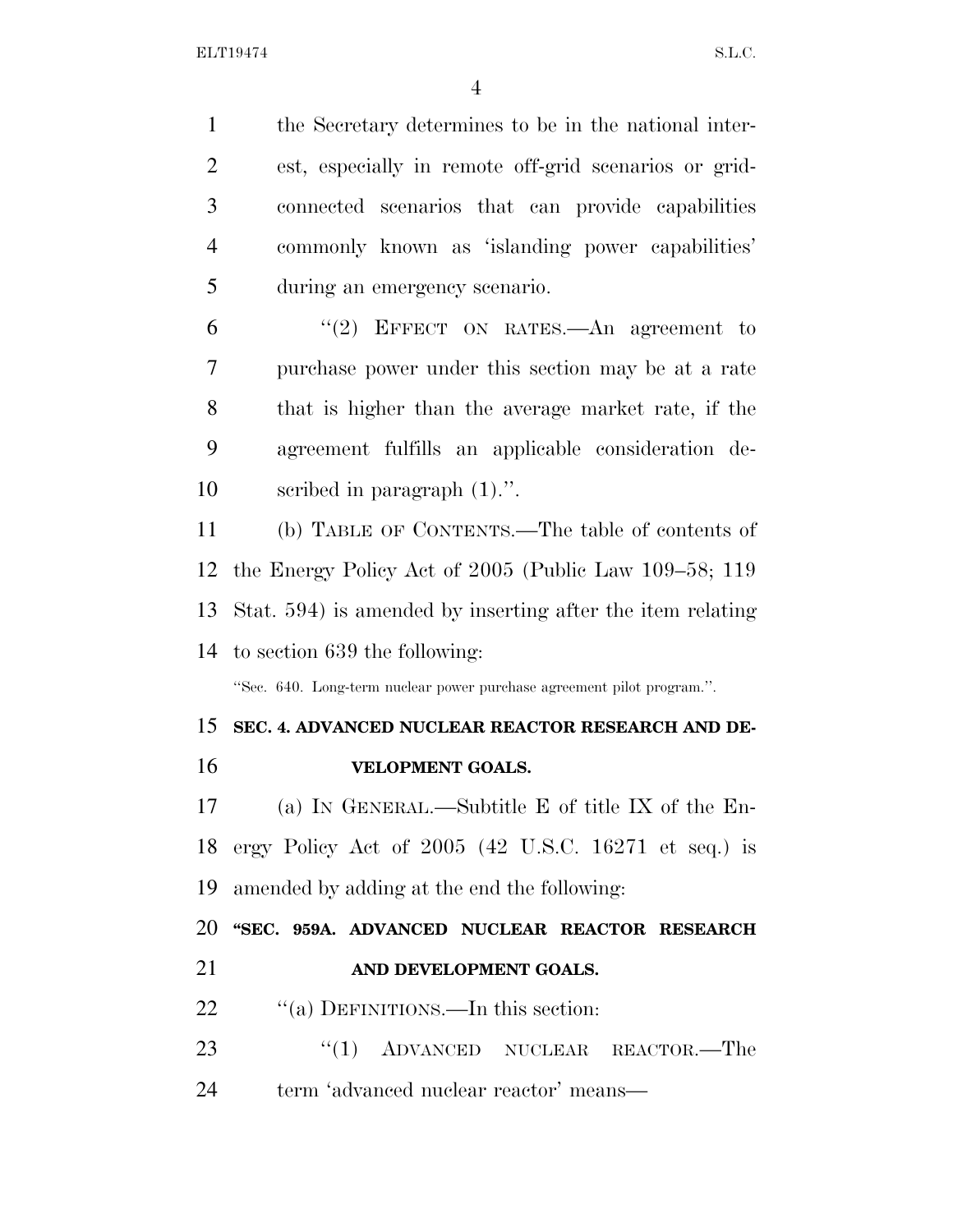the Secretary determines to be in the national interest, especially in remote off-grid scenarios or grid-connected scenarios that can provide capabilities commonly known as 'islanding power capabilities' during an emergency scenario.

"(2) EFFECT ON RATES.—An agreement to purchase power under this section may be at a rate that is higher than the average market rate, if the agreement fulfills an applicable consideration described in paragraph (1).".

(b) TABLE OF CONTENTS.—The table of contents of the Energy Policy Act of 2005 (Public Law 109–58; 119 Stat. 594) is amended by inserting after the item relating to section 639 the following:

"Sec. 640. Long-term nuclear power purchase agreement pilot program.".

**SEC. 4. ADVANCED NUCLEAR REACTOR RESEARCH AND DEVELOPMENT GOALS.**

(a) IN GENERAL.—Subtitle E of title IX of the Energy Policy Act of 2005 (42 U.S.C. 16271 et seq.) is amended by adding at the end the following:

**"SEC. 959A. ADVANCED NUCLEAR REACTOR RESEARCH AND DEVELOPMENT GOALS.**

"(a) DEFINITIONS.—In this section:

"(1) ADVANCED NUCLEAR REACTOR.—The term 'advanced nuclear reactor' means—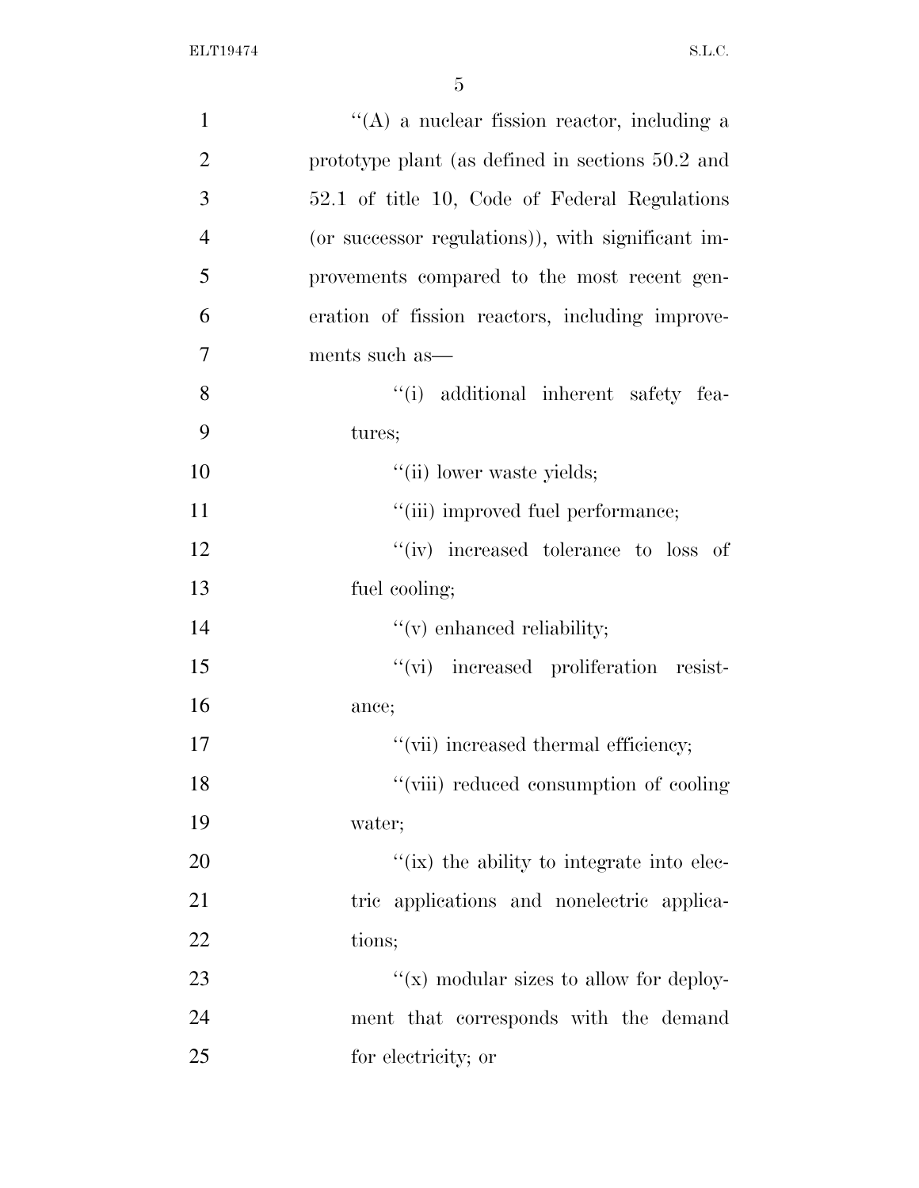''(A) a nuclear fission reactor, including a prototype plant (as defined in sections 50.2 and 52.1 of title 10, Code of Federal Regulations (or successor regulations)), with significant improvements compared to the most recent generation of fission reactors, including improvements such as—

''(i) additional inherent safety features;

''(ii) lower waste yields;

''(iii) improved fuel performance;

''(iv) increased tolerance to loss of fuel cooling;

''(v) enhanced reliability;

''(vi) increased proliferation resistance;

''(vii) increased thermal efficiency;

''(viii) reduced consumption of cooling water;

''(ix) the ability to integrate into electric applications and nonelectric applications;

''(x) modular sizes to allow for deployment that corresponds with the demand for electricity; or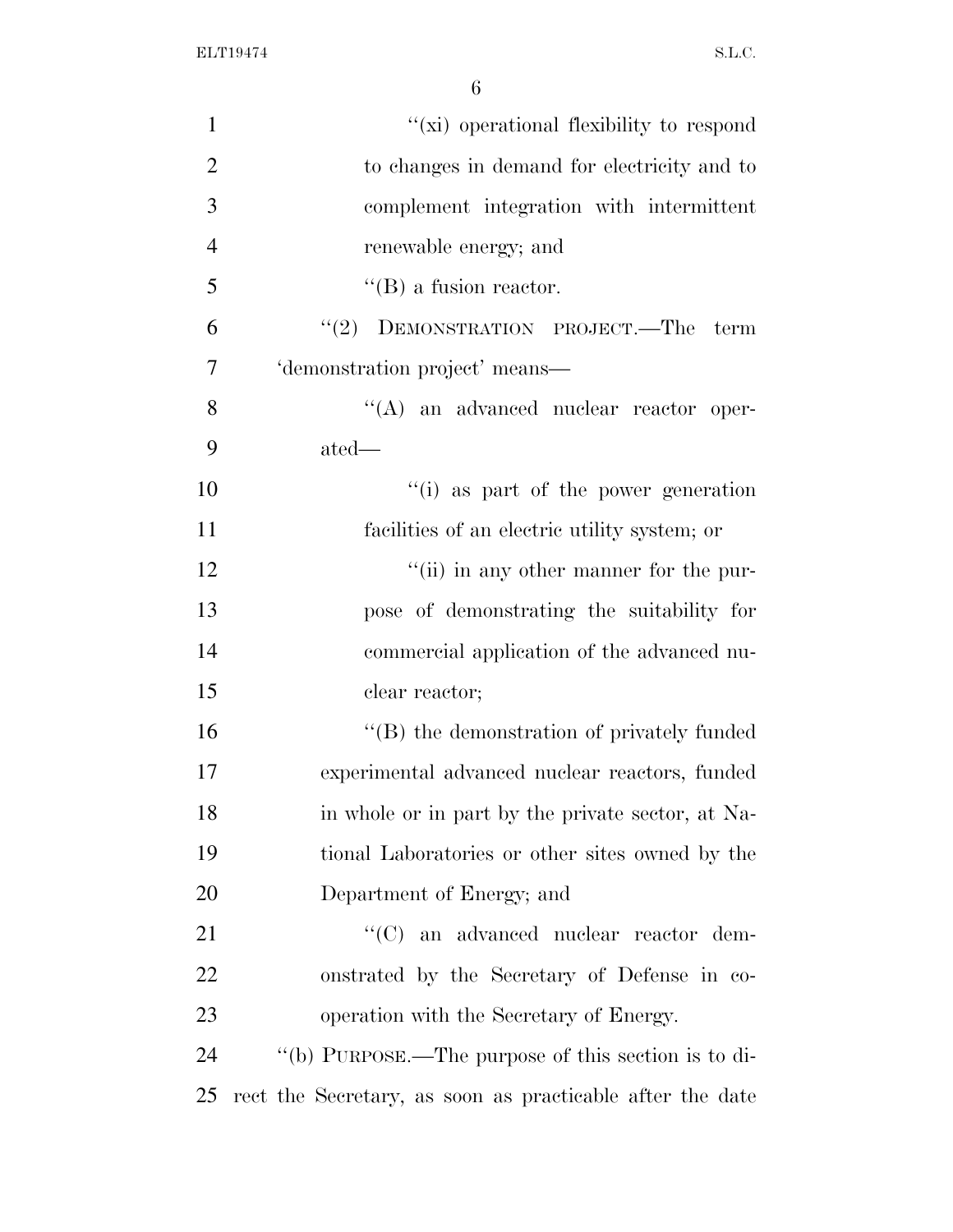"(xi) operational flexibility to respond to changes in demand for electricity and to complement integration with intermittent renewable energy; and

"(B) a fusion reactor.

"(2) DEMONSTRATION PROJECT.—The term 'demonstration project' means—

"(A) an advanced nuclear reactor operated—

"(i) as part of the power generation facilities of an electric utility system; or

"(ii) in any other manner for the purpose of demonstrating the suitability for commercial application of the advanced nuclear reactor;

"(B) the demonstration of privately funded experimental advanced nuclear reactors, funded in whole or in part by the private sector, at National Laboratories or other sites owned by the Department of Energy; and

"(C) an advanced nuclear reactor demonstrated by the Secretary of Defense in cooperation with the Secretary of Energy.

"(b) PURPOSE.—The purpose of this section is to direct the Secretary, as soon as practicable after the date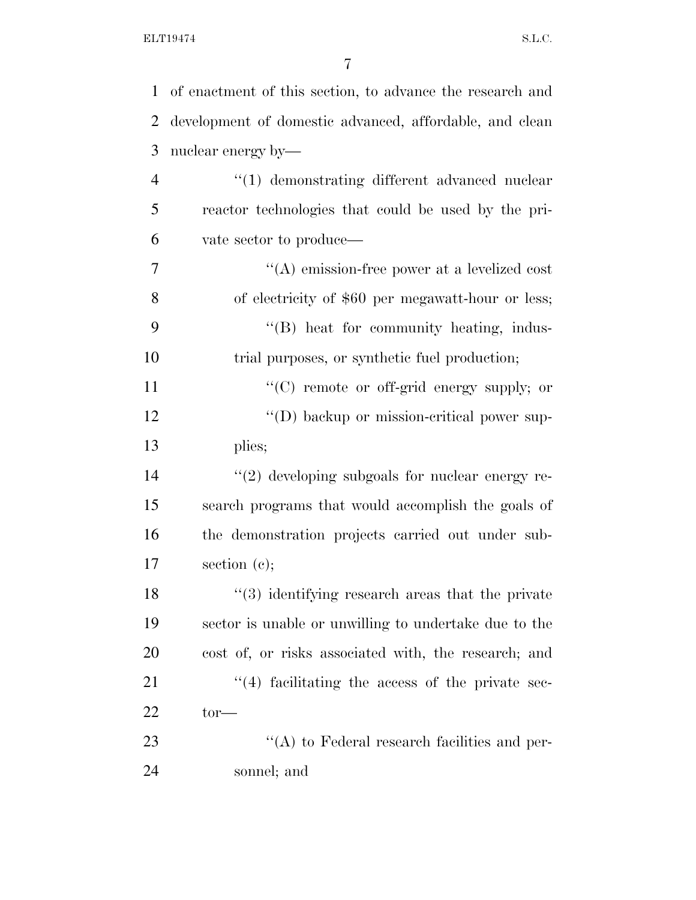of enactment of this section, to advance the research and development of domestic advanced, affordable, and clean nuclear energy by—

''(1) demonstrating different advanced nuclear reactor technologies that could be used by the private sector to produce—

''(A) emission-free power at a levelized cost of electricity of $60 per megawatt-hour or less;

''(B) heat for community heating, industrial purposes, or synthetic fuel production;

''(C) remote or off-grid energy supply; or

''(D) backup or mission-critical power supplies;

''(2) developing subgoals for nuclear energy research programs that would accomplish the goals of the demonstration projects carried out under subsection (c);

''(3) identifying research areas that the private sector is unable or unwilling to undertake due to the cost of, or risks associated with, the research; and

''(4) facilitating the access of the private sector—

''(A) to Federal research facilities and personnel; and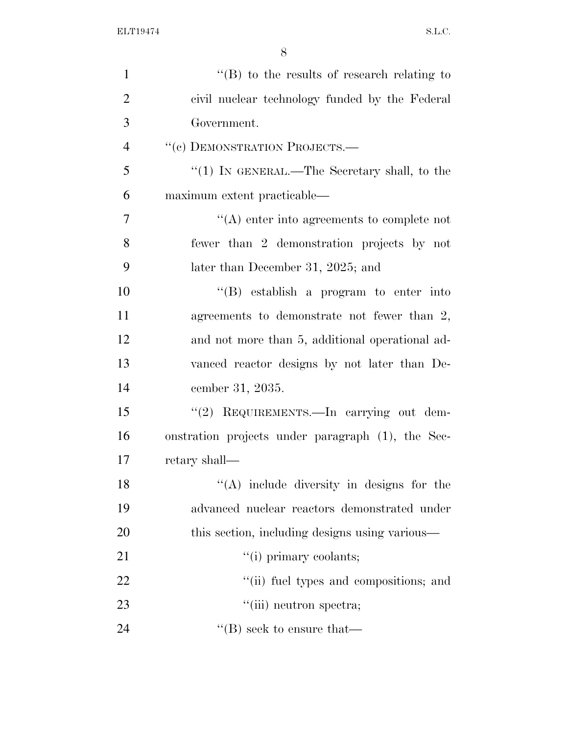''(B) to the results of research relating to civil nuclear technology funded by the Federal Government.

''(c) DEMONSTRATION PROJECTS.—

''(1) IN GENERAL.—The Secretary shall, to the maximum extent practicable—

''(A) enter into agreements to complete not fewer than 2 demonstration projects by not later than December 31, 2025; and

''(B) establish a program to enter into agreements to demonstrate not fewer than 2, and not more than 5, additional operational advanced reactor designs by not later than December 31, 2035.

''(2) REQUIREMENTS.—In carrying out demonstration projects under paragraph (1), the Secretary shall—

''(A) include diversity in designs for the advanced nuclear reactors demonstrated under this section, including designs using various—

''(i) primary coolants;

''(ii) fuel types and compositions; and

''(iii) neutron spectra;

''(B) seek to ensure that—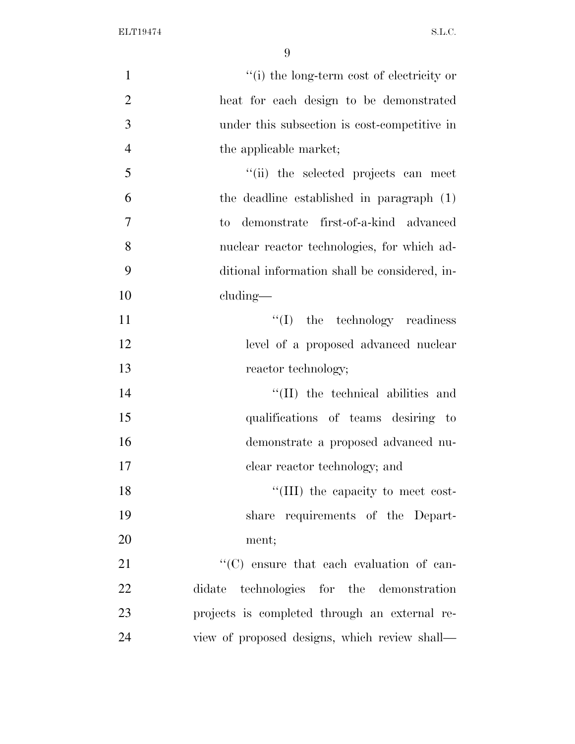''(i) the long-term cost of electricity or heat for each design to be demonstrated under this subsection is cost-competitive in the applicable market;

''(ii) the selected projects can meet the deadline established in paragraph (1) to demonstrate first-of-a-kind advanced nuclear reactor technologies, for which additional information shall be considered, including—

''(I) the technology readiness level of a proposed advanced nuclear reactor technology;

''(II) the technical abilities and qualifications of teams desiring to demonstrate a proposed advanced nuclear reactor technology; and

''(III) the capacity to meet cost-share requirements of the Department;

''(C) ensure that each evaluation of candidate technologies for the demonstration projects is completed through an external review of proposed designs, which review shall—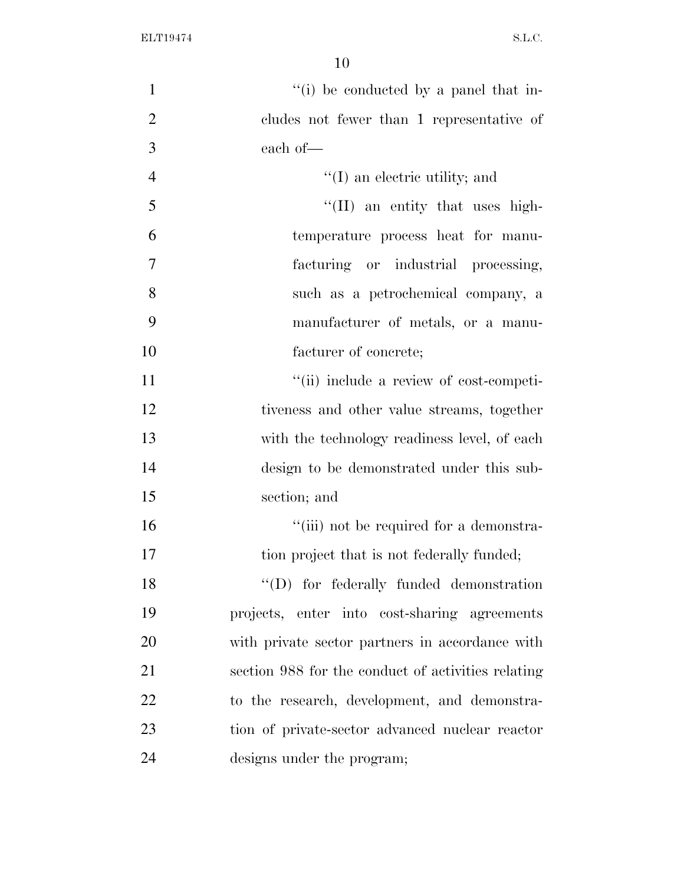"(i) be conducted by a panel that includes not fewer than 1 representative of each of—

"(I) an electric utility; and

"(II) an entity that uses high-temperature process heat for manufacturing or industrial processing, such as a petrochemical company, a manufacturer of metals, or a manufacturer of concrete;

"(ii) include a review of cost-competitiveness and other value streams, together with the technology readiness level, of each design to be demonstrated under this subsection; and

"(iii) not be required for a demonstration project that is not federally funded;

"(D) for federally funded demonstration projects, enter into cost-sharing agreements with private sector partners in accordance with section 988 for the conduct of activities relating to the research, development, and demonstration of private-sector advanced nuclear reactor designs under the program;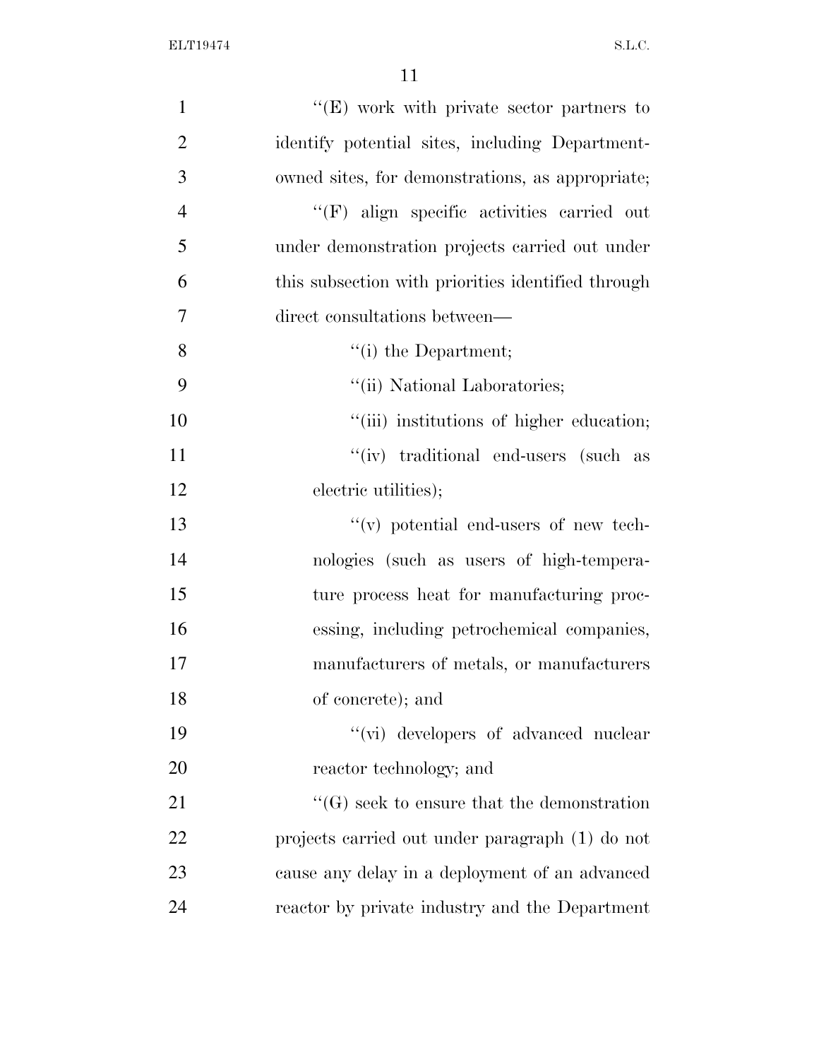''(E) work with private sector partners to identify potential sites, including Department-owned sites, for demonstrations, as appropriate;

''(F) align specific activities carried out under demonstration projects carried out under this subsection with priorities identified through direct consultations between—

''(i) the Department;

''(ii) National Laboratories;

''(iii) institutions of higher education;

''(iv) traditional end-users (such as electric utilities);

''(v) potential end-users of new technologies (such as users of high-temperature process heat for manufacturing processing, including petrochemical companies, manufacturers of metals, or manufacturers of concrete); and

''(vi) developers of advanced nuclear reactor technology; and

''(G) seek to ensure that the demonstration projects carried out under paragraph (1) do not cause any delay in a deployment of an advanced reactor by private industry and the Department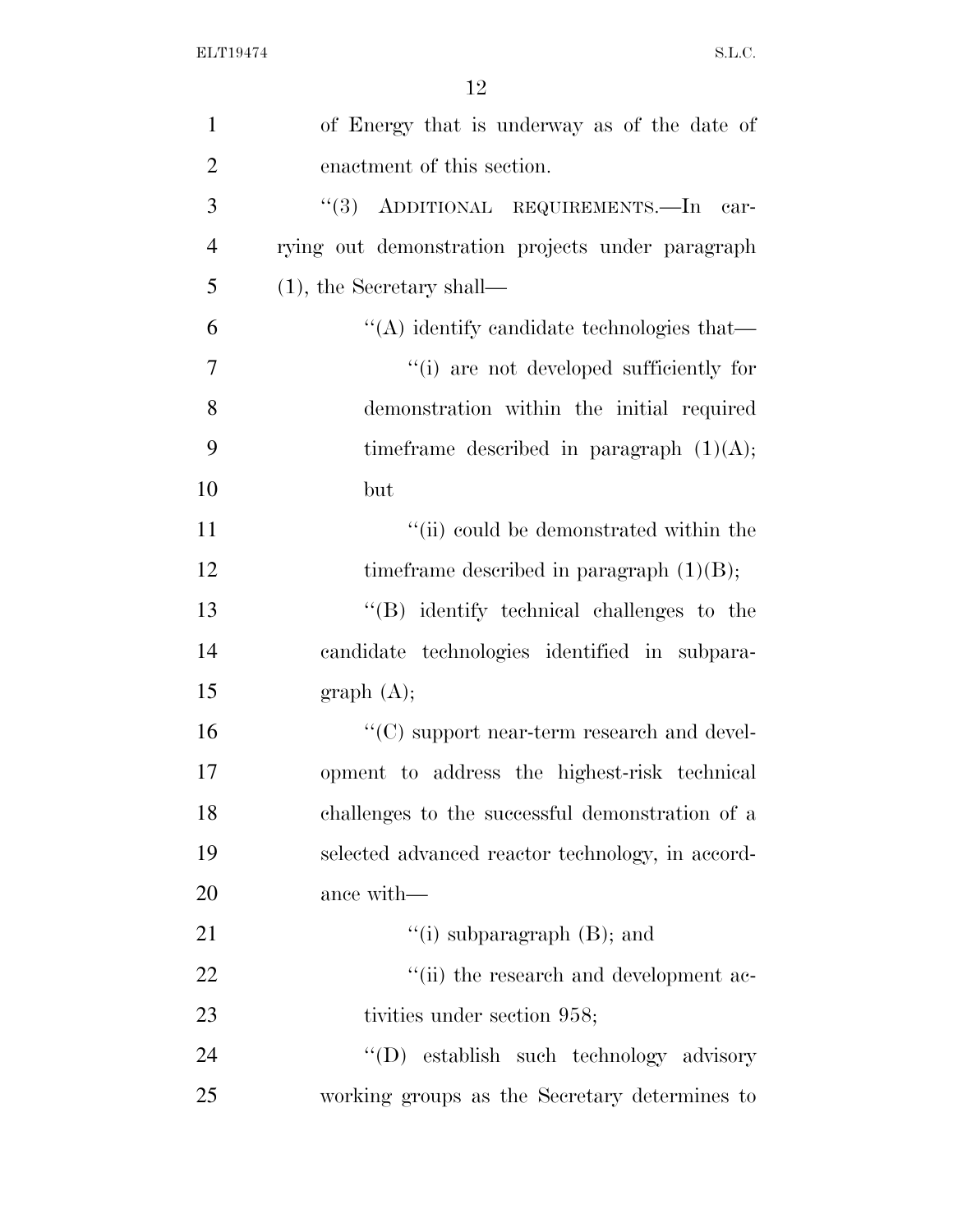of Energy that is underway as of the date of enactment of this section.

''(3) ADDITIONAL REQUIREMENTS.—In carrying out demonstration projects under paragraph (1), the Secretary shall—

''(A) identify candidate technologies that—

''(i) are not developed sufficiently for demonstration within the initial required timeframe described in paragraph (1)(A); but

''(ii) could be demonstrated within the timeframe described in paragraph (1)(B);

''(B) identify technical challenges to the candidate technologies identified in subparagraph (A);

''(C) support near-term research and development to address the highest-risk technical challenges to the successful demonstration of a selected advanced reactor technology, in accordance with—

''(i) subparagraph (B); and

''(ii) the research and development activities under section 958;

''(D) establish such technology advisory working groups as the Secretary determines to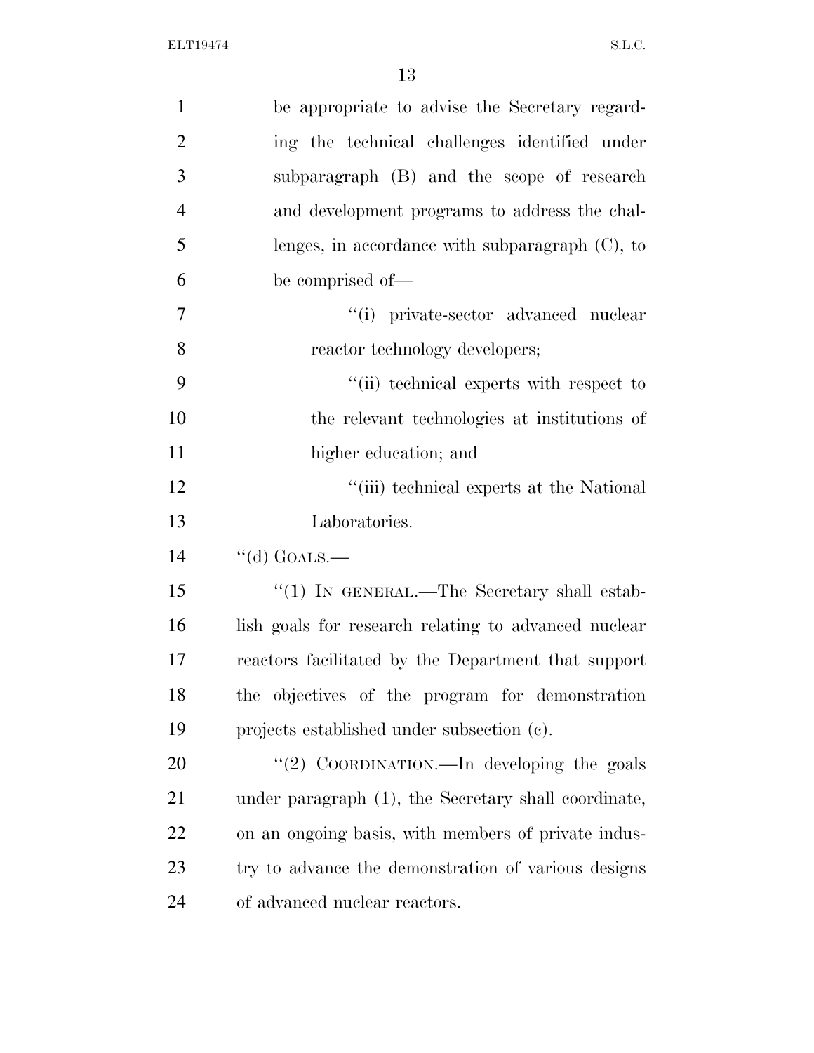be appropriate to advise the Secretary regarding the technical challenges identified under subparagraph (B) and the scope of research and development programs to address the challenges, in accordance with subparagraph (C), to be comprised of—

''(i) private-sector advanced nuclear reactor technology developers;

''(ii) technical experts with respect to the relevant technologies at institutions of higher education; and

''(iii) technical experts at the National Laboratories.

''(d) GOALS.—

''(1) IN GENERAL.—The Secretary shall establish goals for research relating to advanced nuclear reactors facilitated by the Department that support the objectives of the program for demonstration projects established under subsection (c).

''(2) COORDINATION.—In developing the goals under paragraph (1), the Secretary shall coordinate, on an ongoing basis, with members of private industry to advance the demonstration of various designs of advanced nuclear reactors.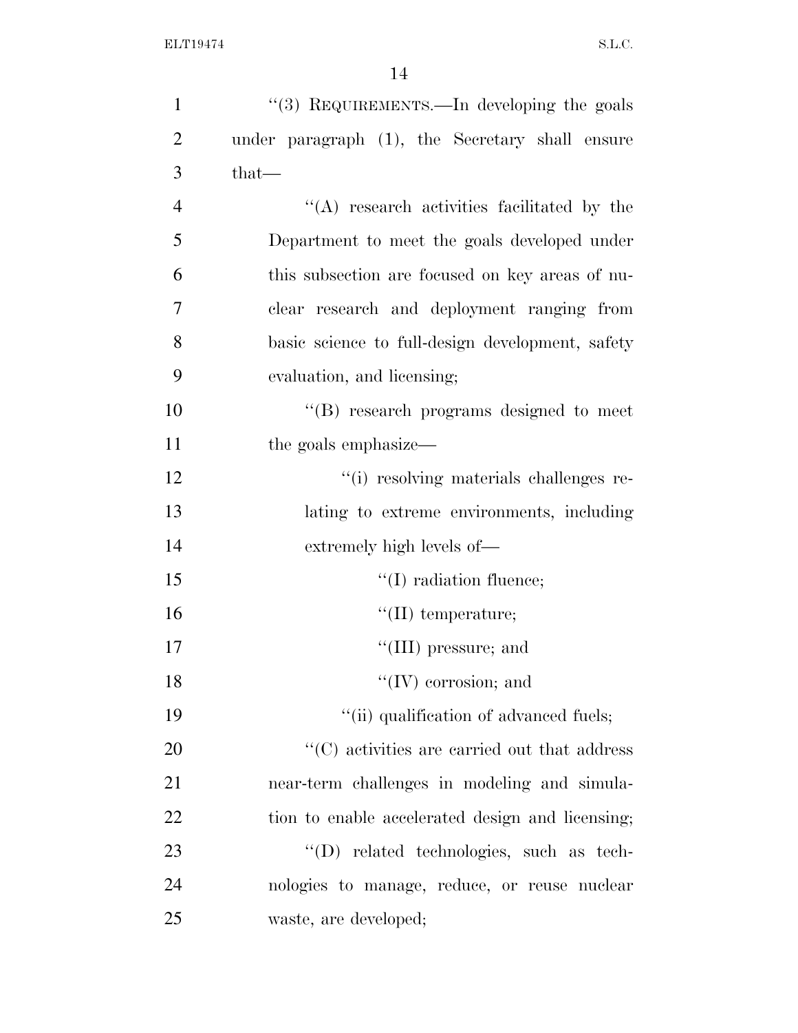''(3) REQUIREMENTS.—In developing the goals under paragraph (1), the Secretary shall ensure that—

''(A) research activities facilitated by the Department to meet the goals developed under this subsection are focused on key areas of nuclear research and deployment ranging from basic science to full-design development, safety evaluation, and licensing;

''(B) research programs designed to meet the goals emphasize—

''(i) resolving materials challenges relating to extreme environments, including extremely high levels of—

''(I) radiation fluence;

''(II) temperature;

''(III) pressure; and

''(IV) corrosion; and

''(ii) qualification of advanced fuels;

''(C) activities are carried out that address near-term challenges in modeling and simulation to enable accelerated design and licensing;

''(D) related technologies, such as technologies to manage, reduce, or reuse nuclear waste, are developed;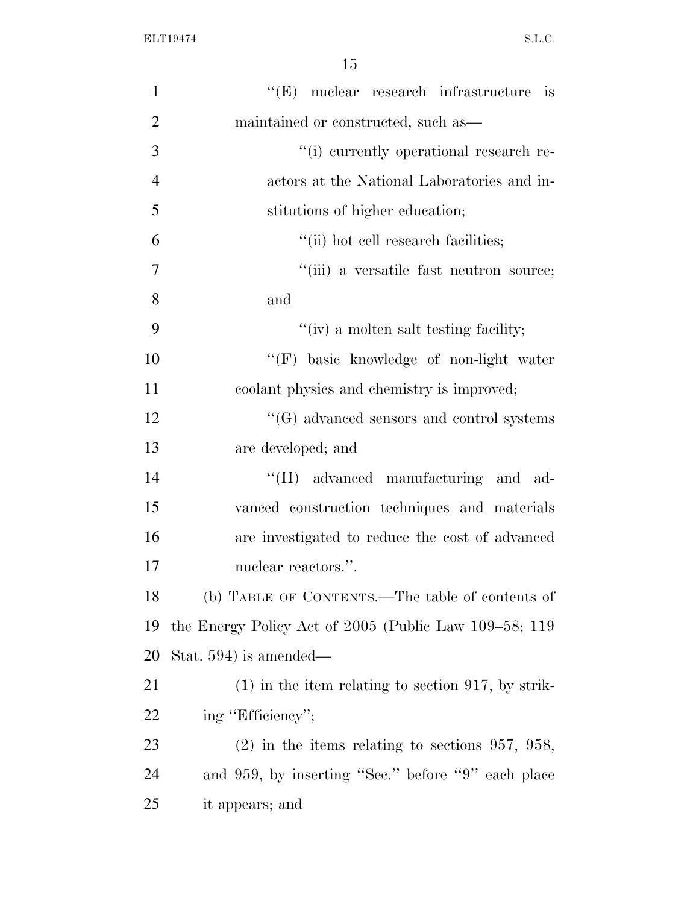"(E) nuclear research infrastructure is maintained or constructed, such as—

"(i) currently operational research reactors at the National Laboratories and institutions of higher education;

"(ii) hot cell research facilities;

"(iii) a versatile fast neutron source; and

"(iv) a molten salt testing facility;

"(F) basic knowledge of non-light water coolant physics and chemistry is improved;

"(G) advanced sensors and control systems are developed; and

"(H) advanced manufacturing and advanced construction techniques and materials are investigated to reduce the cost of advanced nuclear reactors.".

(b) TABLE OF CONTENTS.—The table of contents of the Energy Policy Act of 2005 (Public Law 109–58; 119 Stat. 594) is amended—

(1) in the item relating to section 917, by striking "Efficiency";

(2) in the items relating to sections 957, 958, and 959, by inserting "Sec." before "9" each place it appears; and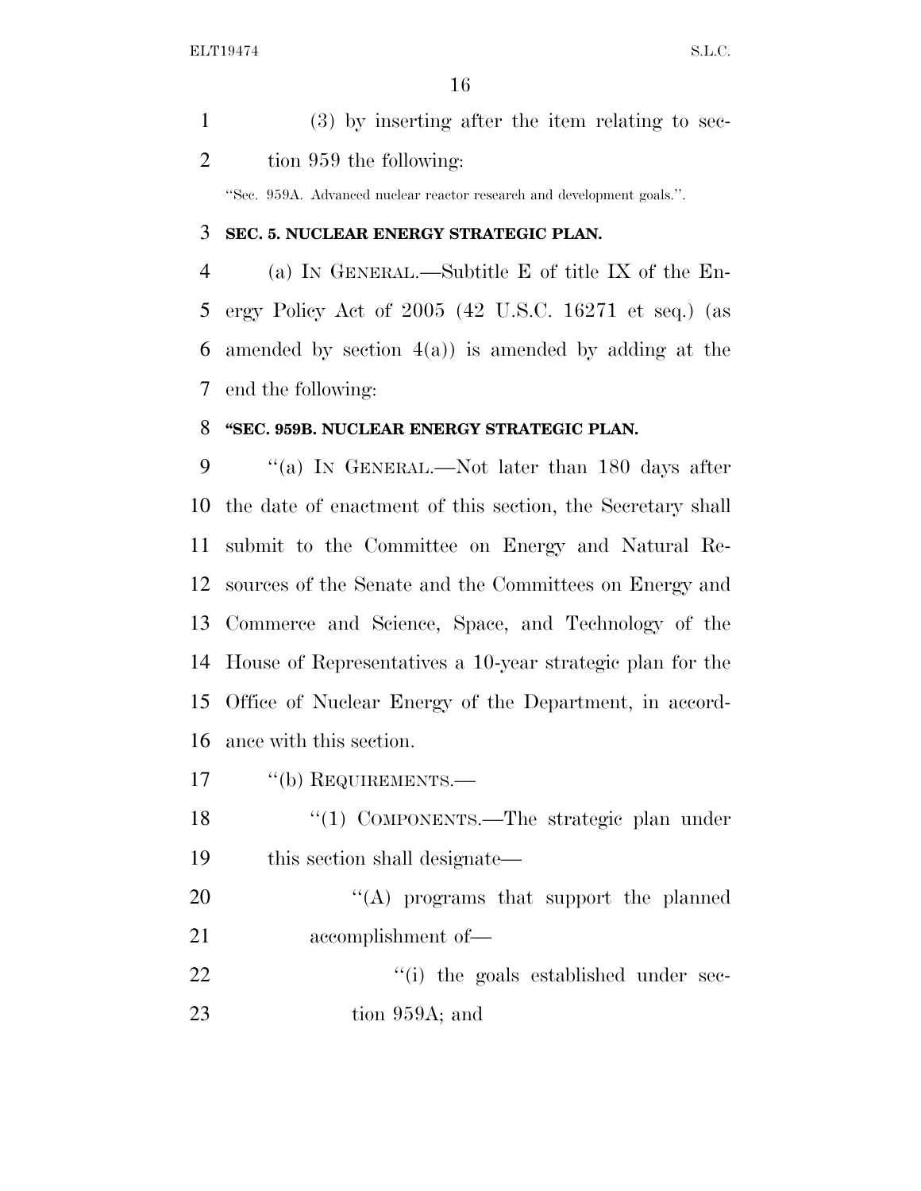(3) by inserting after the item relating to section 959 the following:

"Sec. 959A. Advanced nuclear reactor research and development goals.".

**SEC. 5. NUCLEAR ENERGY STRATEGIC PLAN.**

(a) IN GENERAL.—Subtitle E of title IX of the Energy Policy Act of 2005 (42 U.S.C. 16271 et seq.) (as amended by section 4(a)) is amended by adding at the end the following:

**"SEC. 959B. NUCLEAR ENERGY STRATEGIC PLAN.**

"(a) IN GENERAL.—Not later than 180 days after the date of enactment of this section, the Secretary shall submit to the Committee on Energy and Natural Resources of the Senate and the Committees on Energy and Commerce and Science, Space, and Technology of the House of Representatives a 10-year strategic plan for the Office of Nuclear Energy of the Department, in accordance with this section.

"(b) REQUIREMENTS.—

"(1) COMPONENTS.—The strategic plan under this section shall designate—

"(A) programs that support the planned accomplishment of—

"(i) the goals established under section 959A; and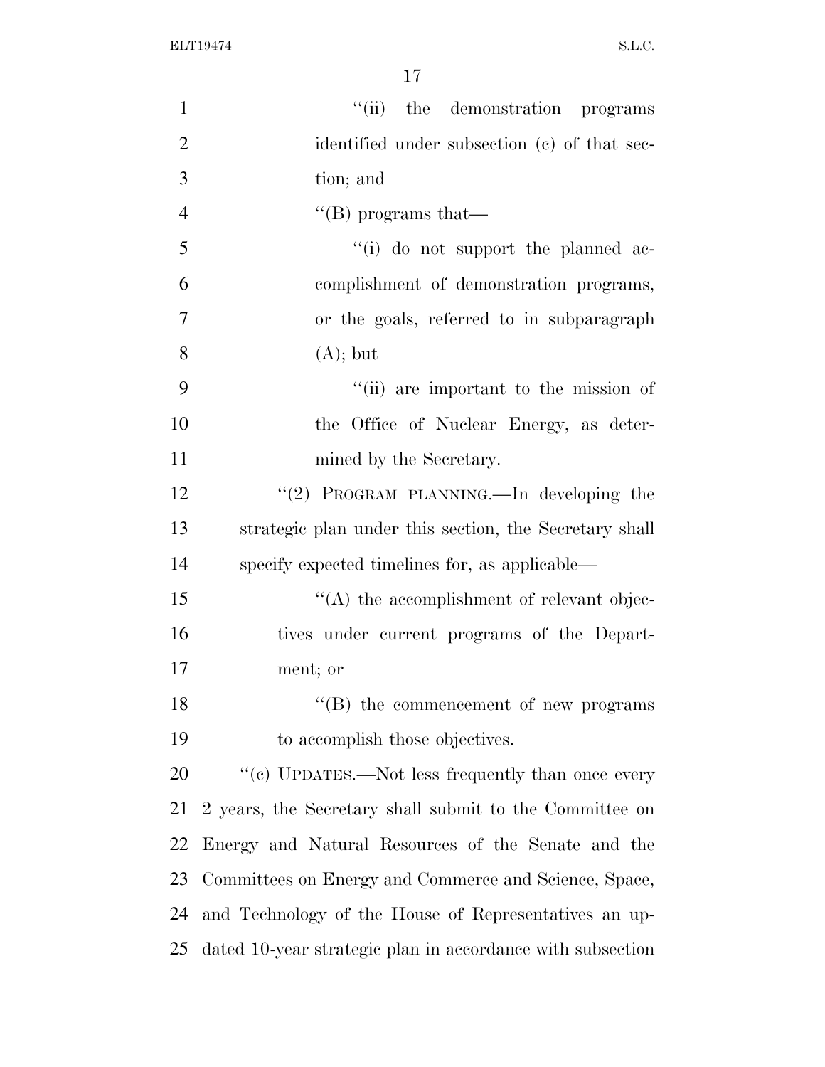''(ii) the demonstration programs identified under subsection (c) of that section; and

''(B) programs that—

''(i) do not support the planned accomplishment of demonstration programs, or the goals, referred to in subparagraph (A); but

''(ii) are important to the mission of the Office of Nuclear Energy, as determined by the Secretary.

''(2) PROGRAM PLANNING.—In developing the strategic plan under this section, the Secretary shall specify expected timelines for, as applicable—

''(A) the accomplishment of relevant objectives under current programs of the Department; or

''(B) the commencement of new programs to accomplish those objectives.

''(c) UPDATES.—Not less frequently than once every 2 years, the Secretary shall submit to the Committee on Energy and Natural Resources of the Senate and the Committees on Energy and Commerce and Science, Space, and Technology of the House of Representatives an updated 10-year strategic plan in accordance with subsection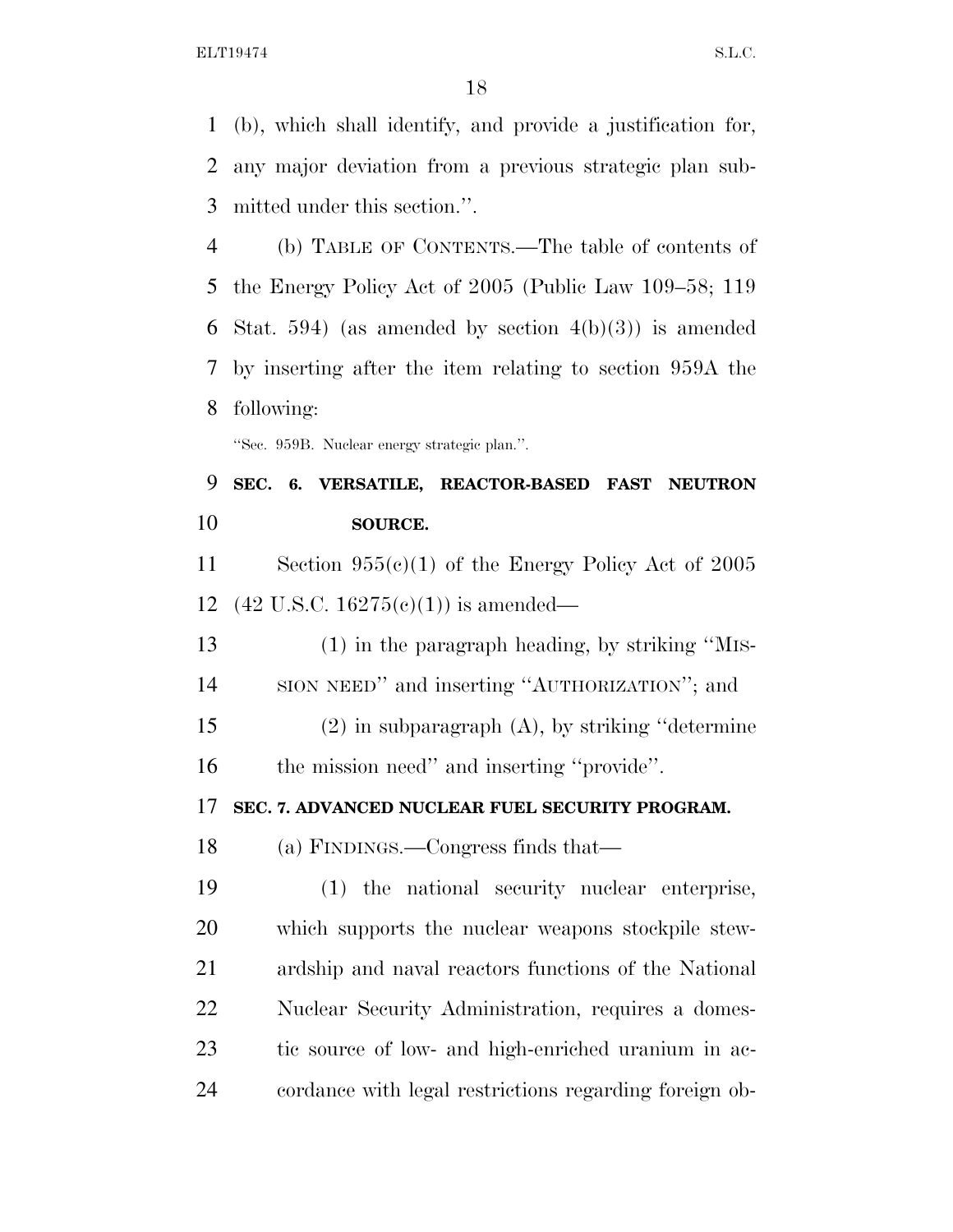(b), which shall identify, and provide a justification for, any major deviation from a previous strategic plan submitted under this section.''.

(b) TABLE OF CONTENTS.—The table of contents of the Energy Policy Act of 2005 (Public Law 109–58; 119 Stat. 594) (as amended by section 4(b)(3)) is amended by inserting after the item relating to section 959A the following:

''Sec. 959B. Nuclear energy strategic plan.''.

**SEC. 6. VERSATILE, REACTOR-BASED FAST NEUTRON SOURCE.**

Section 955(c)(1) of the Energy Policy Act of 2005 (42 U.S.C. 16275(c)(1)) is amended—

(1) in the paragraph heading, by striking ''MISSION NEED'' and inserting ''AUTHORIZATION''; and

(2) in subparagraph (A), by striking ''determine the mission need'' and inserting ''provide''.

**SEC. 7. ADVANCED NUCLEAR FUEL SECURITY PROGRAM.**

(a) FINDINGS.—Congress finds that—

(1) the national security nuclear enterprise, which supports the nuclear weapons stockpile stewardship and naval reactors functions of the National Nuclear Security Administration, requires a domestic source of low- and high-enriched uranium in accordance with legal restrictions regarding foreign ob-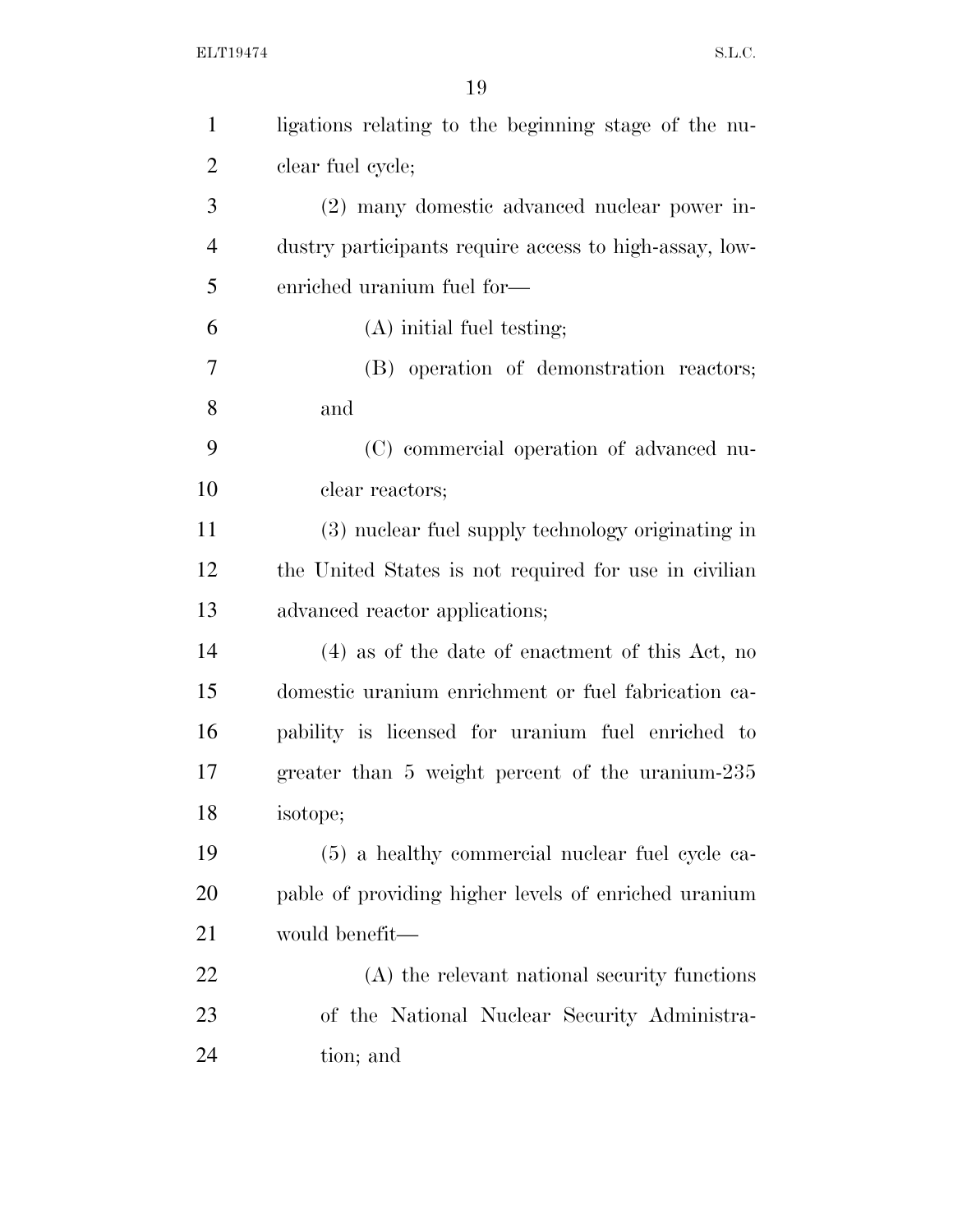ligations relating to the beginning stage of the nuclear fuel cycle;

(2) many domestic advanced nuclear power industry participants require access to high-assay, low-enriched uranium fuel for—

(A) initial fuel testing;

(B) operation of demonstration reactors; and

(C) commercial operation of advanced nuclear reactors;

(3) nuclear fuel supply technology originating in the United States is not required for use in civilian advanced reactor applications;

(4) as of the date of enactment of this Act, no domestic uranium enrichment or fuel fabrication capability is licensed for uranium fuel enriched to greater than 5 weight percent of the uranium-235 isotope;

(5) a healthy commercial nuclear fuel cycle capable of providing higher levels of enriched uranium would benefit—

(A) the relevant national security functions of the National Nuclear Security Administration; and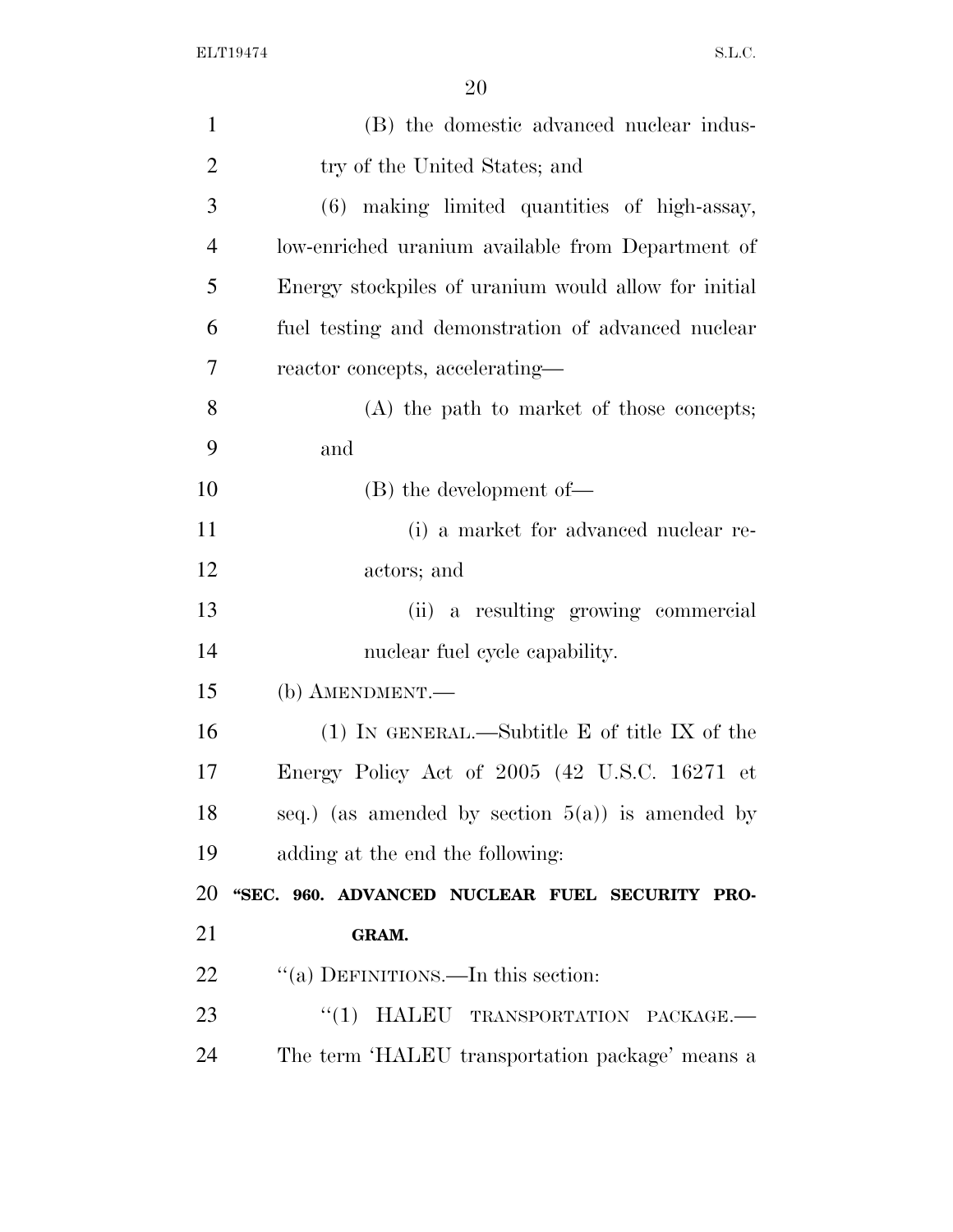(B) the domestic advanced nuclear industry of the United States; and

(6) making limited quantities of high-assay, low-enriched uranium available from Department of Energy stockpiles of uranium would allow for initial fuel testing and demonstration of advanced nuclear reactor concepts, accelerating—

(A) the path to market of those concepts; and

(B) the development of—

(i) a market for advanced nuclear reactors; and

(ii) a resulting growing commercial nuclear fuel cycle capability.

(b) AMENDMENT.—

(1) IN GENERAL.—Subtitle E of title IX of the Energy Policy Act of 2005 (42 U.S.C. 16271 et seq.) (as amended by section 5(a)) is amended by adding at the end the following:

**"SEC. 960. ADVANCED NUCLEAR FUEL SECURITY PROGRAM.**

"(a) DEFINITIONS.—In this section:

"(1) HALEU TRANSPORTATION PACKAGE.—The term 'HALEU transportation package' means a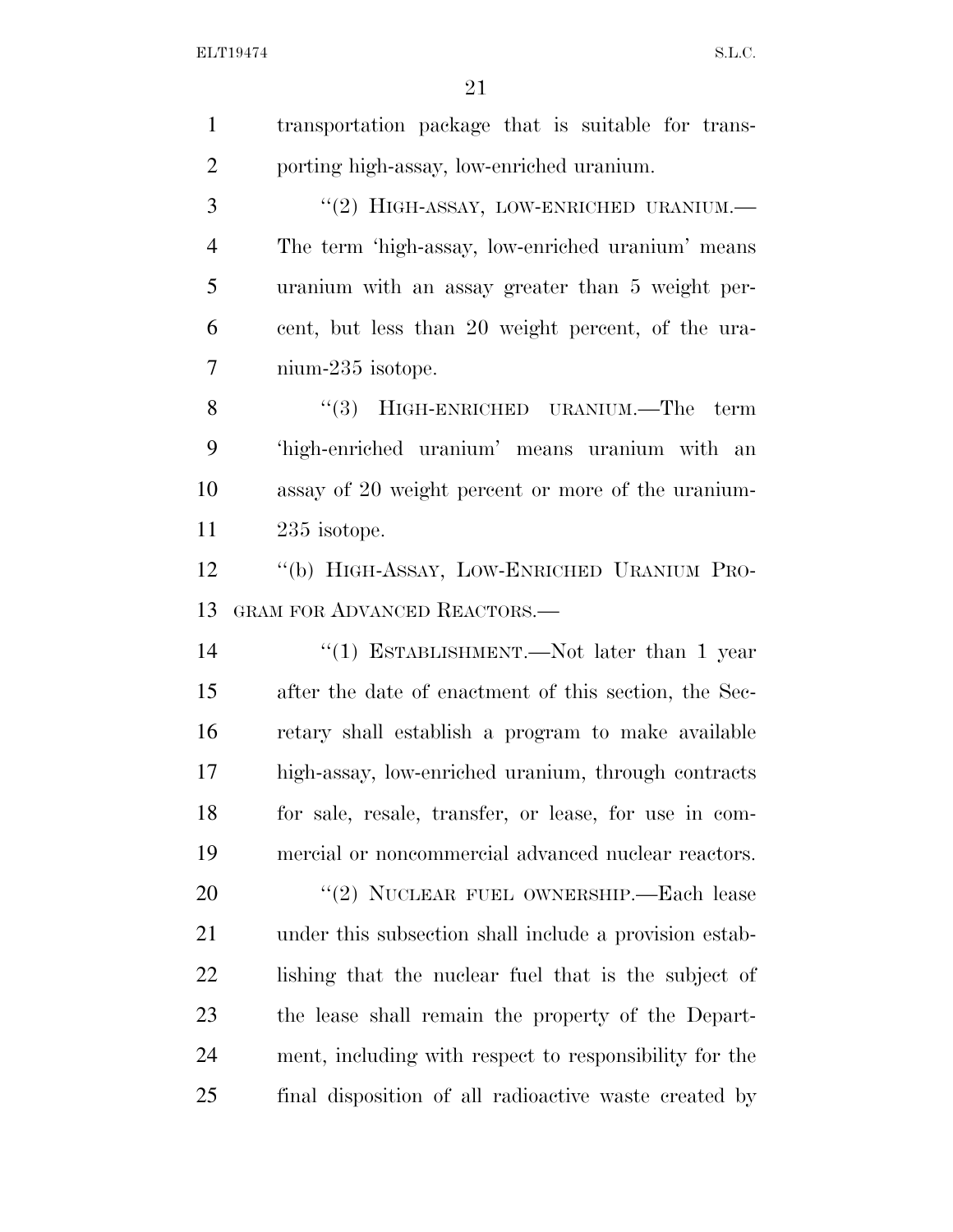transportation package that is suitable for transporting high-assay, low-enriched uranium.

"(2) HIGH-ASSAY, LOW-ENRICHED URANIUM.—The term 'high-assay, low-enriched uranium' means uranium with an assay greater than 5 weight percent, but less than 20 weight percent, of the uranium-235 isotope.

"(3) HIGH-ENRICHED URANIUM.—The term 'high-enriched uranium' means uranium with an assay of 20 weight percent or more of the uranium-235 isotope.

"(b) HIGH-ASSAY, LOW-ENRICHED URANIUM PROGRAM FOR ADVANCED REACTORS.—

"(1) ESTABLISHMENT.—Not later than 1 year after the date of enactment of this section, the Secretary shall establish a program to make available high-assay, low-enriched uranium, through contracts for sale, resale, transfer, or lease, for use in commercial or noncommercial advanced nuclear reactors.

"(2) NUCLEAR FUEL OWNERSHIP.—Each lease under this subsection shall include a provision establishing that the nuclear fuel that is the subject of the lease shall remain the property of the Department, including with respect to responsibility for the final disposition of all radioactive waste created by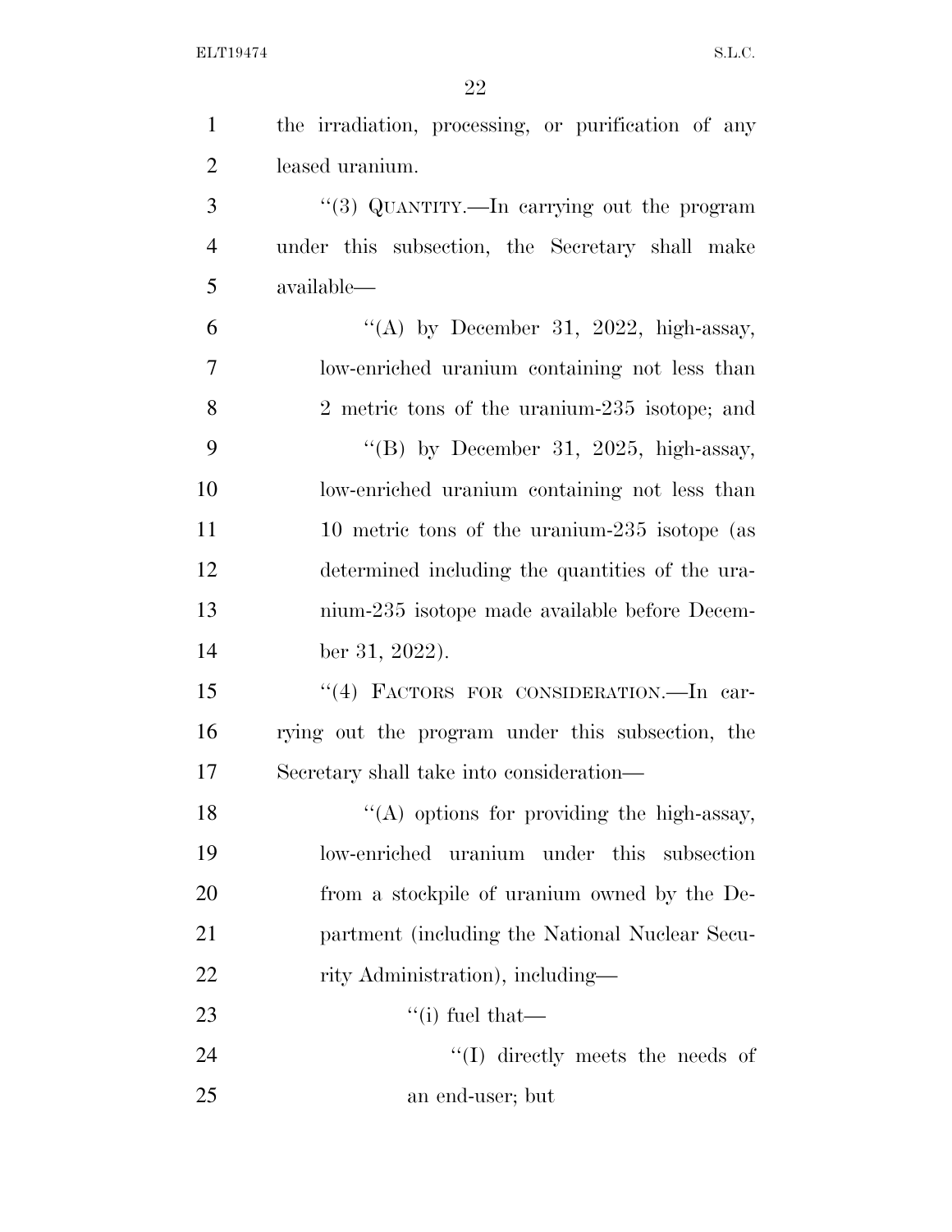the irradiation, processing, or purification of any leased uranium.

"(3) QUANTITY.—In carrying out the program under this subsection, the Secretary shall make available—

"(A) by December 31, 2022, high-assay, low-enriched uranium containing not less than 2 metric tons of the uranium-235 isotope; and

"(B) by December 31, 2025, high-assay, low-enriched uranium containing not less than 10 metric tons of the uranium-235 isotope (as determined including the quantities of the uranium-235 isotope made available before December 31, 2022).

"(4) FACTORS FOR CONSIDERATION.—In carrying out the program under this subsection, the Secretary shall take into consideration—

"(A) options for providing the high-assay, low-enriched uranium under this subsection from a stockpile of uranium owned by the Department (including the National Nuclear Security Administration), including—

"(i) fuel that—

"(I) directly meets the needs of an end-user; but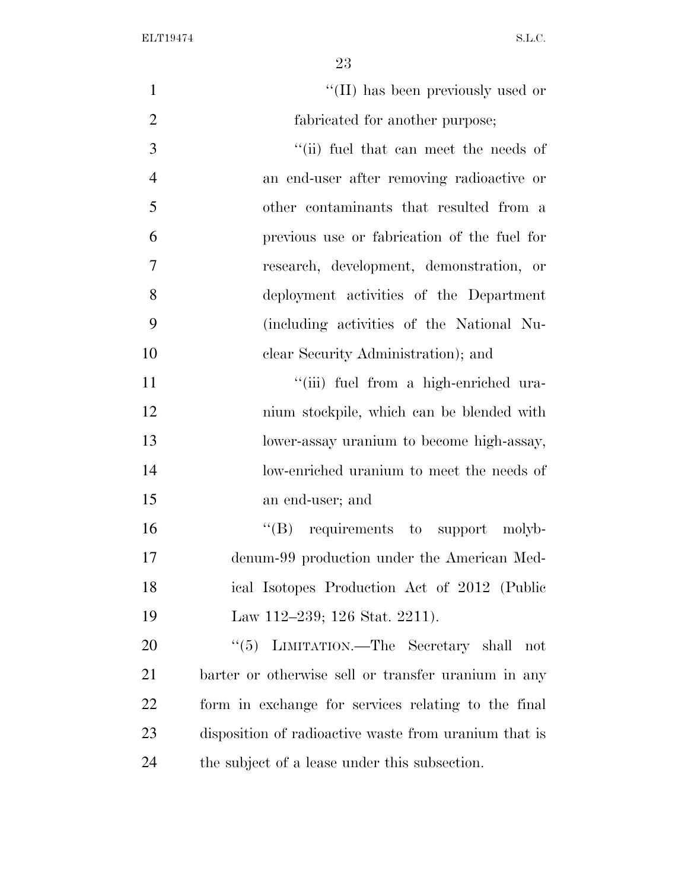"(II) has been previously used or fabricated for another purpose;

"(ii) fuel that can meet the needs of an end-user after removing radioactive or other contaminants that resulted from a previous use or fabrication of the fuel for research, development, demonstration, or deployment activities of the Department (including activities of the National Nuclear Security Administration); and

"(iii) fuel from a high-enriched uranium stockpile, which can be blended with lower-assay uranium to become high-assay, low-enriched uranium to meet the needs of an end-user; and

"(B) requirements to support molybdenum-99 production under the American Medical Isotopes Production Act of 2012 (Public Law 112–239; 126 Stat. 2211).

"(5) LIMITATION.—The Secretary shall not barter or otherwise sell or transfer uranium in any form in exchange for services relating to the final disposition of radioactive waste from uranium that is the subject of a lease under this subsection.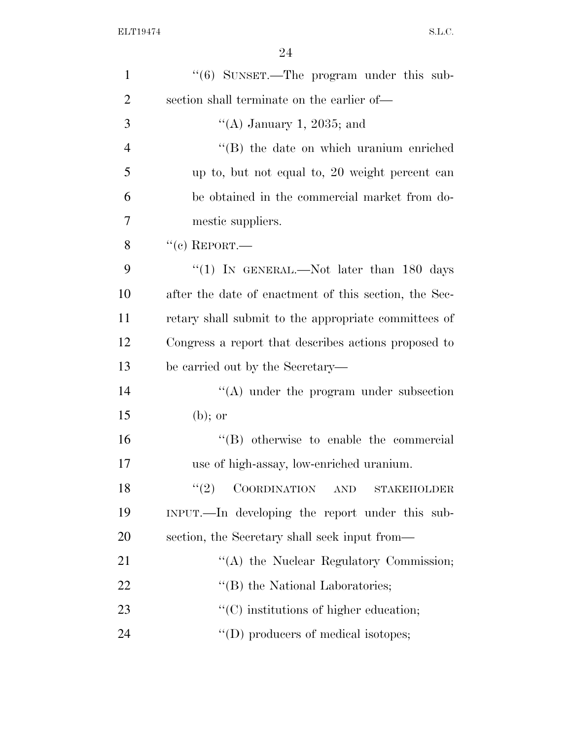"(6) SUNSET.—The program under this subsection shall terminate on the earlier of—

"(A) January 1, 2035; and

"(B) the date on which uranium enriched up to, but not equal to, 20 weight percent can be obtained in the commercial market from domestic suppliers.

"(c) REPORT.—

"(1) IN GENERAL.—Not later than 180 days after the date of enactment of this section, the Secretary shall submit to the appropriate committees of Congress a report that describes actions proposed to be carried out by the Secretary—

"(A) under the program under subsection (b); or

"(B) otherwise to enable the commercial use of high-assay, low-enriched uranium.

"(2) COORDINATION AND STAKEHOLDER INPUT.—In developing the report under this subsection, the Secretary shall seek input from—

"(A) the Nuclear Regulatory Commission;

"(B) the National Laboratories;

"(C) institutions of higher education;

"(D) producers of medical isotopes;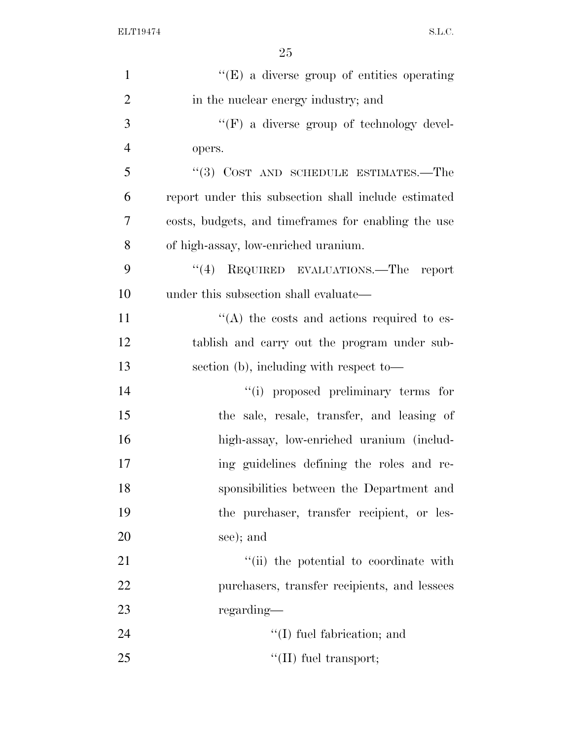''(E) a diverse group of entities operating in the nuclear energy industry; and

''(F) a diverse group of technology developers.

''(3) COST AND SCHEDULE ESTIMATES.—The report under this subsection shall include estimated costs, budgets, and timeframes for enabling the use of high-assay, low-enriched uranium.

''(4) REQUIRED EVALUATIONS.—The report under this subsection shall evaluate—

''(A) the costs and actions required to establish and carry out the program under subsection (b), including with respect to—

''(i) proposed preliminary terms for the sale, resale, transfer, and leasing of high-assay, low-enriched uranium (including guidelines defining the roles and responsibilities between the Department and the purchaser, transfer recipient, or lessee); and

''(ii) the potential to coordinate with purchasers, transfer recipients, and lessees regarding—

''(I) fuel fabrication; and

''(II) fuel transport;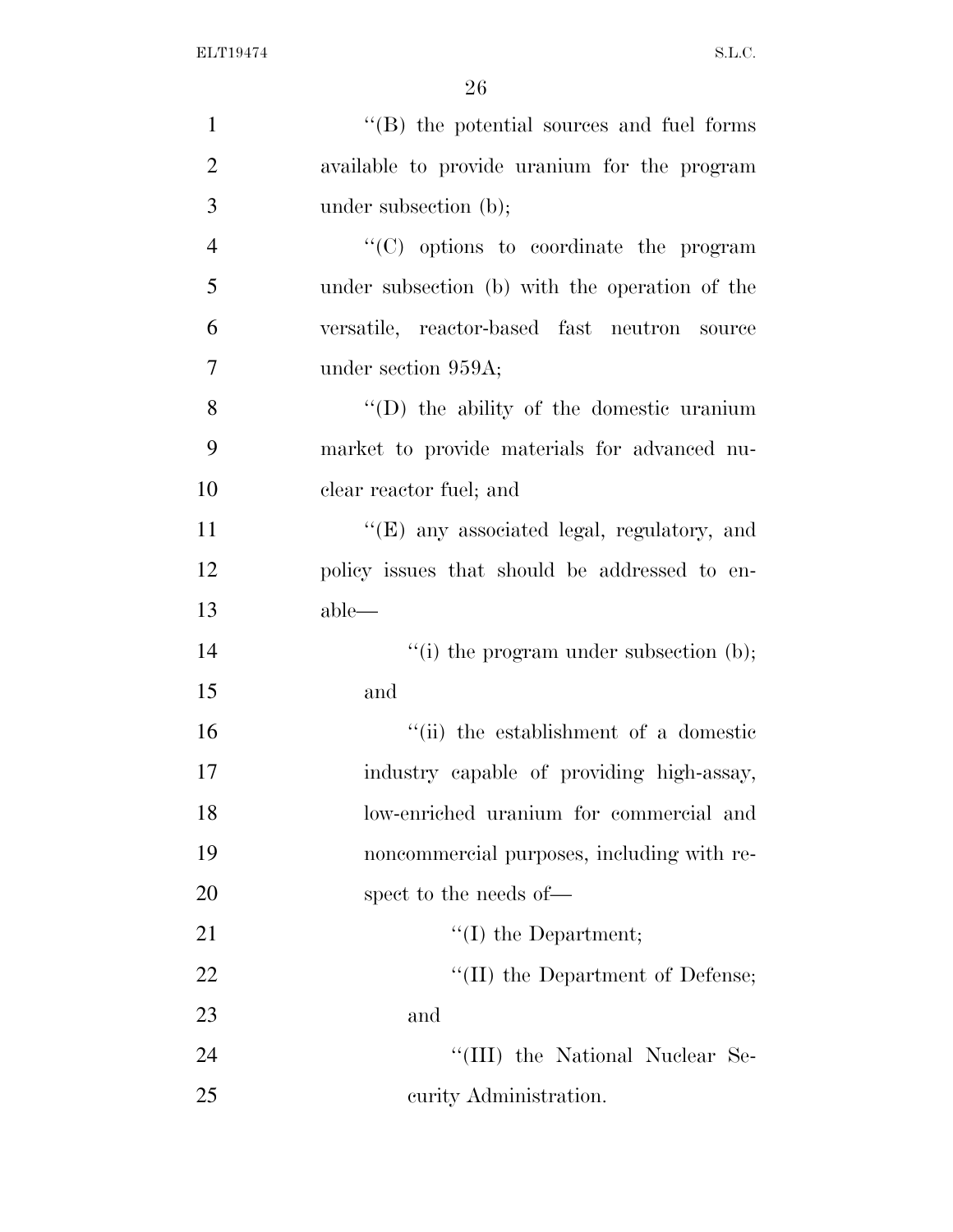''(B) the potential sources and fuel forms available to provide uranium for the program under subsection (b);

''(C) options to coordinate the program under subsection (b) with the operation of the versatile, reactor-based fast neutron source under section 959A;

''(D) the ability of the domestic uranium market to provide materials for advanced nuclear reactor fuel; and

''(E) any associated legal, regulatory, and policy issues that should be addressed to enable—

''(i) the program under subsection (b); and

''(ii) the establishment of a domestic industry capable of providing high-assay, low-enriched uranium for commercial and noncommercial purposes, including with respect to the needs of—

''(I) the Department;

''(II) the Department of Defense; and

''(III) the National Nuclear Security Administration.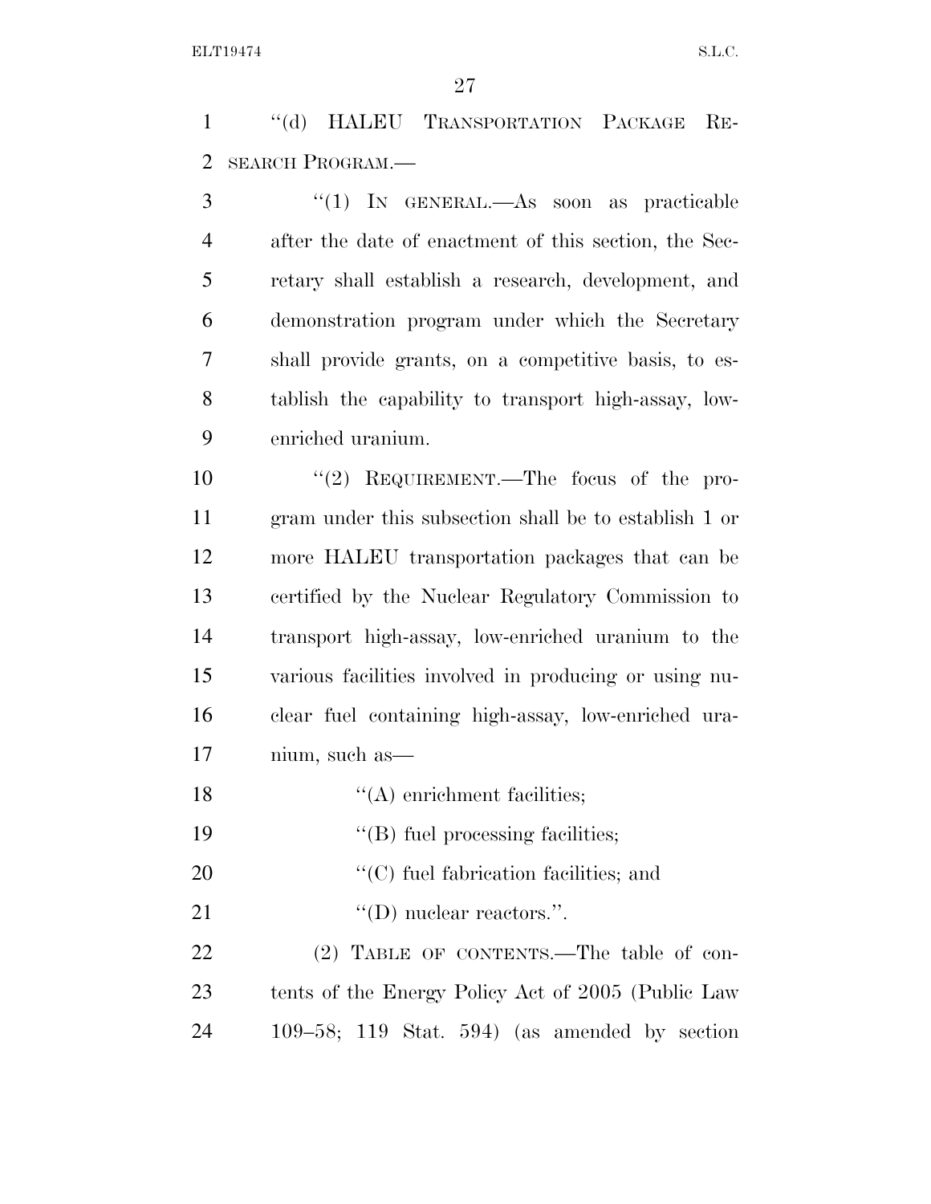"(d) HALEU TRANSPORTATION PACKAGE RESEARCH PROGRAM.—

"(1) IN GENERAL.—As soon as practicable after the date of enactment of this section, the Secretary shall establish a research, development, and demonstration program under which the Secretary shall provide grants, on a competitive basis, to establish the capability to transport high-assay, low-enriched uranium.

"(2) REQUIREMENT.—The focus of the program under this subsection shall be to establish 1 or more HALEU transportation packages that can be certified by the Nuclear Regulatory Commission to transport high-assay, low-enriched uranium to the various facilities involved in producing or using nuclear fuel containing high-assay, low-enriched uranium, such as—

"(A) enrichment facilities;

"(B) fuel processing facilities;

"(C) fuel fabrication facilities; and

"(D) nuclear reactors.".

(2) TABLE OF CONTENTS.—The table of contents of the Energy Policy Act of 2005 (Public Law 109–58; 119 Stat. 594) (as amended by section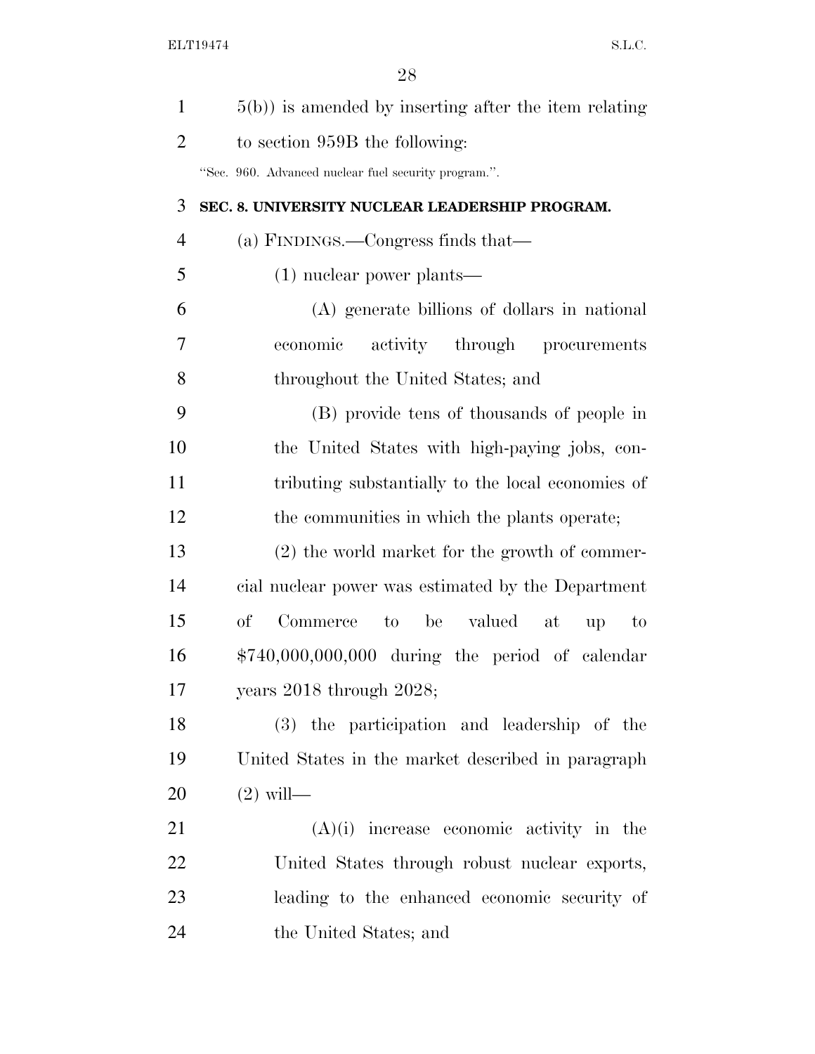5(b)) is amended by inserting after the item relating to section 959B the following:

"Sec. 960. Advanced nuclear fuel security program.".

**SEC. 8. UNIVERSITY NUCLEAR LEADERSHIP PROGRAM.**

(a) FINDINGS.—Congress finds that—

(1) nuclear power plants—

(A) generate billions of dollars in national economic activity through procurements throughout the United States; and

(B) provide tens of thousands of people in the United States with high-paying jobs, contributing substantially to the local economies of the communities in which the plants operate;

(2) the world market for the growth of commercial nuclear power was estimated by the Department of Commerce to be valued at up to $740,000,000,000 during the period of calendar years 2018 through 2028;

(3) the participation and leadership of the United States in the market described in paragraph (2) will—

(A)(i) increase economic activity in the United States through robust nuclear exports, leading to the enhanced economic security of the United States; and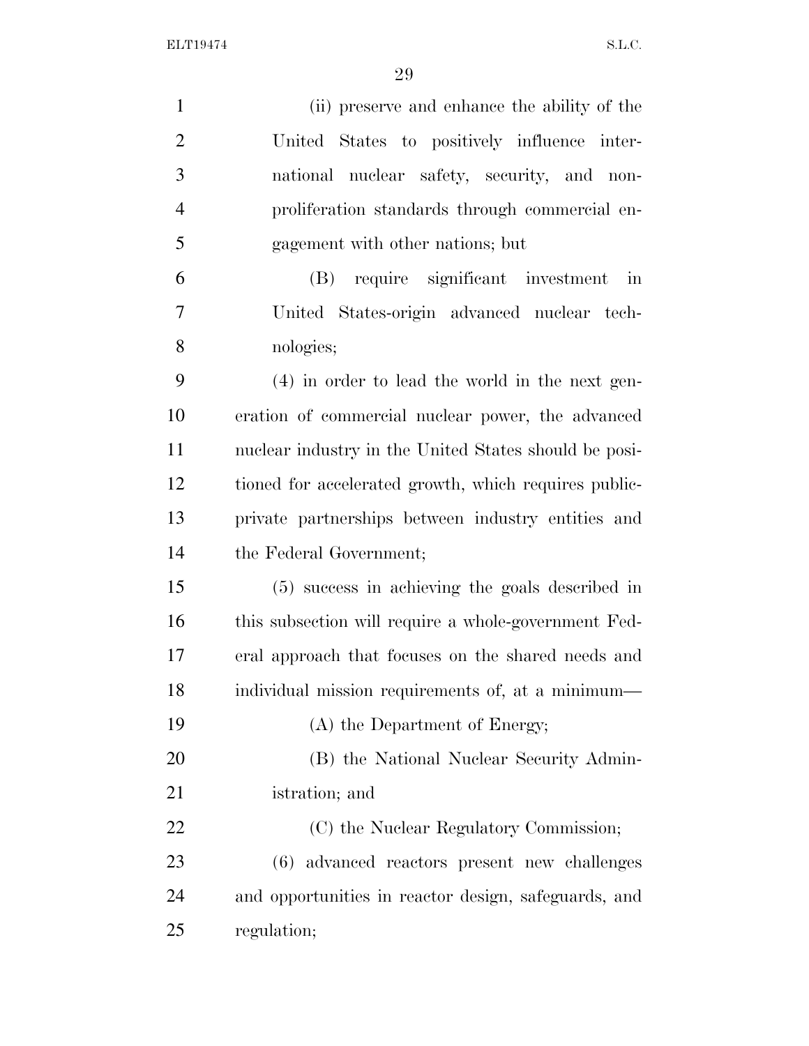(ii) preserve and enhance the ability of the United States to positively influence international nuclear safety, security, and nonproliferation standards through commercial engagement with other nations; but

(B) require significant investment in United States-origin advanced nuclear technologies;

(4) in order to lead the world in the next generation of commercial nuclear power, the advanced nuclear industry in the United States should be positioned for accelerated growth, which requires public-private partnerships between industry entities and the Federal Government;

(5) success in achieving the goals described in this subsection will require a whole-government Federal approach that focuses on the shared needs and individual mission requirements of, at a minimum—

(A) the Department of Energy;

(B) the National Nuclear Security Administration; and

(C) the Nuclear Regulatory Commission;

(6) advanced reactors present new challenges and opportunities in reactor design, safeguards, and regulation;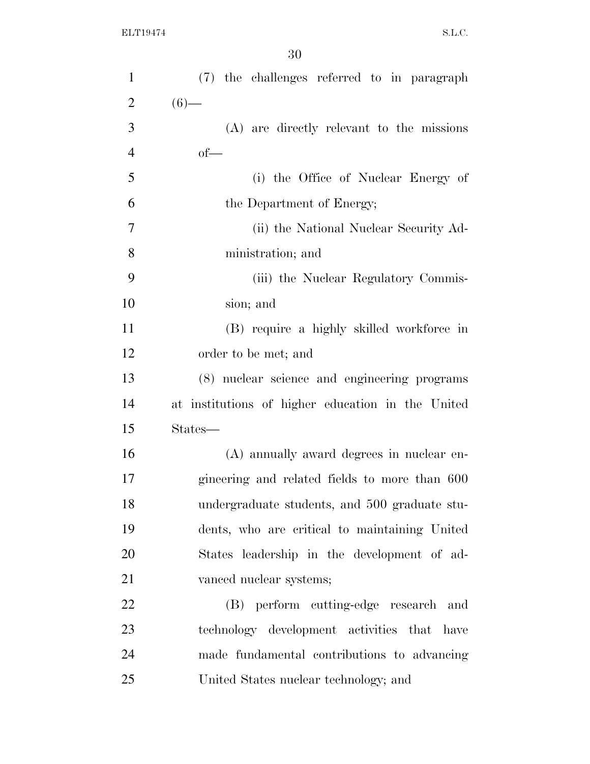(7) the challenges referred to in paragraph (6)—

(A) are directly relevant to the missions of—

(i) the Office of Nuclear Energy of the Department of Energy;

(ii) the National Nuclear Security Administration; and

(iii) the Nuclear Regulatory Commission; and

(B) require a highly skilled workforce in order to be met; and

(8) nuclear science and engineering programs at institutions of higher education in the United States—

(A) annually award degrees in nuclear engineering and related fields to more than 600 undergraduate students, and 500 graduate students, who are critical to maintaining United States leadership in the development of advanced nuclear systems;

(B) perform cutting-edge research and technology development activities that have made fundamental contributions to advancing United States nuclear technology; and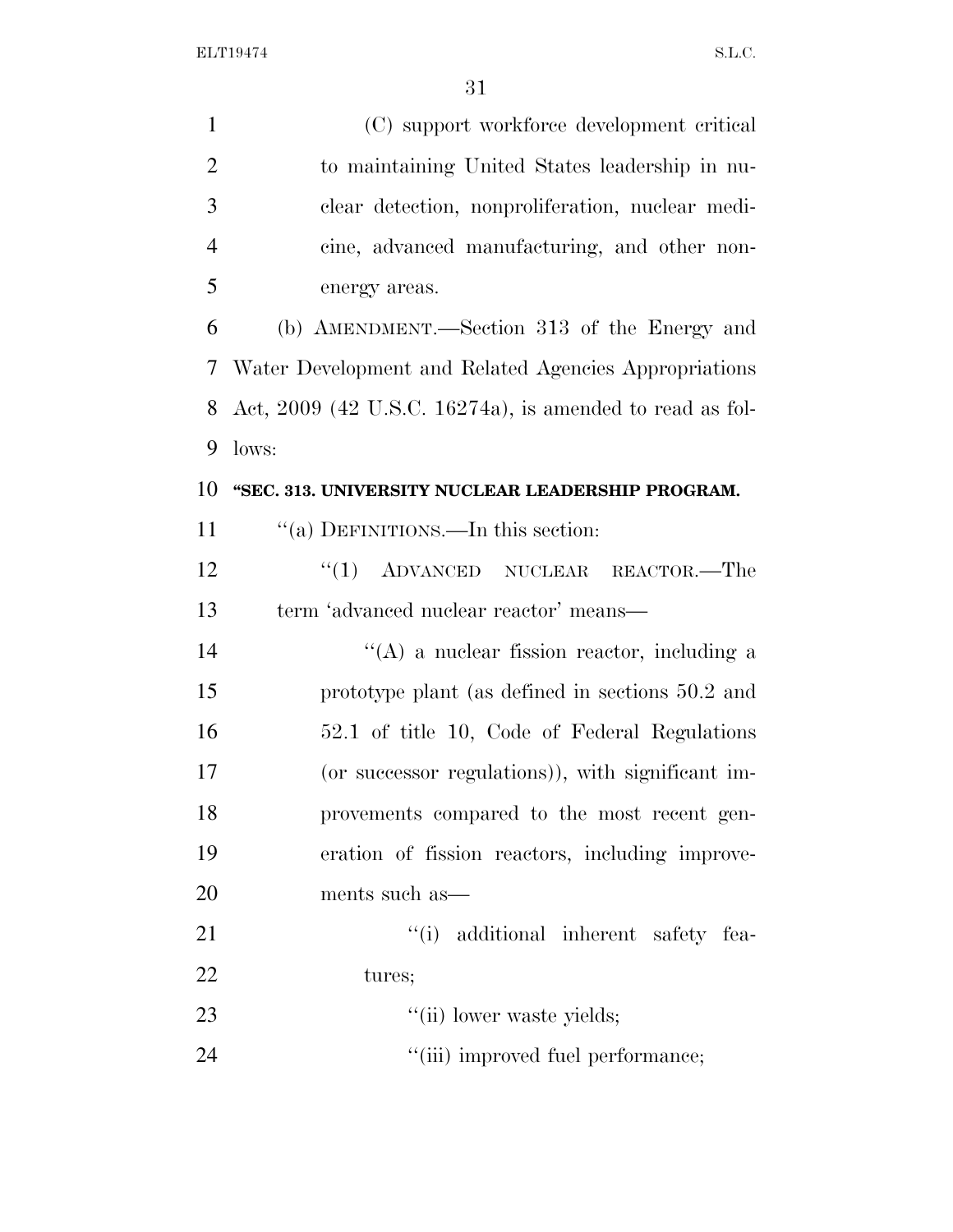(C) support workforce development critical to maintaining United States leadership in nuclear detection, nonproliferation, nuclear medicine, advanced manufacturing, and other non-energy areas.

(b) AMENDMENT.—Section 313 of the Energy and Water Development and Related Agencies Appropriations Act, 2009 (42 U.S.C. 16274a), is amended to read as follows:

**"SEC. 313. UNIVERSITY NUCLEAR LEADERSHIP PROGRAM.**

"(a) DEFINITIONS.—In this section:

"(1) ADVANCED NUCLEAR REACTOR.—The term 'advanced nuclear reactor' means—

"(A) a nuclear fission reactor, including a prototype plant (as defined in sections 50.2 and 52.1 of title 10, Code of Federal Regulations (or successor regulations)), with significant improvements compared to the most recent generation of fission reactors, including improvements such as—

"(i) additional inherent safety features;

"(ii) lower waste yields;

"(iii) improved fuel performance;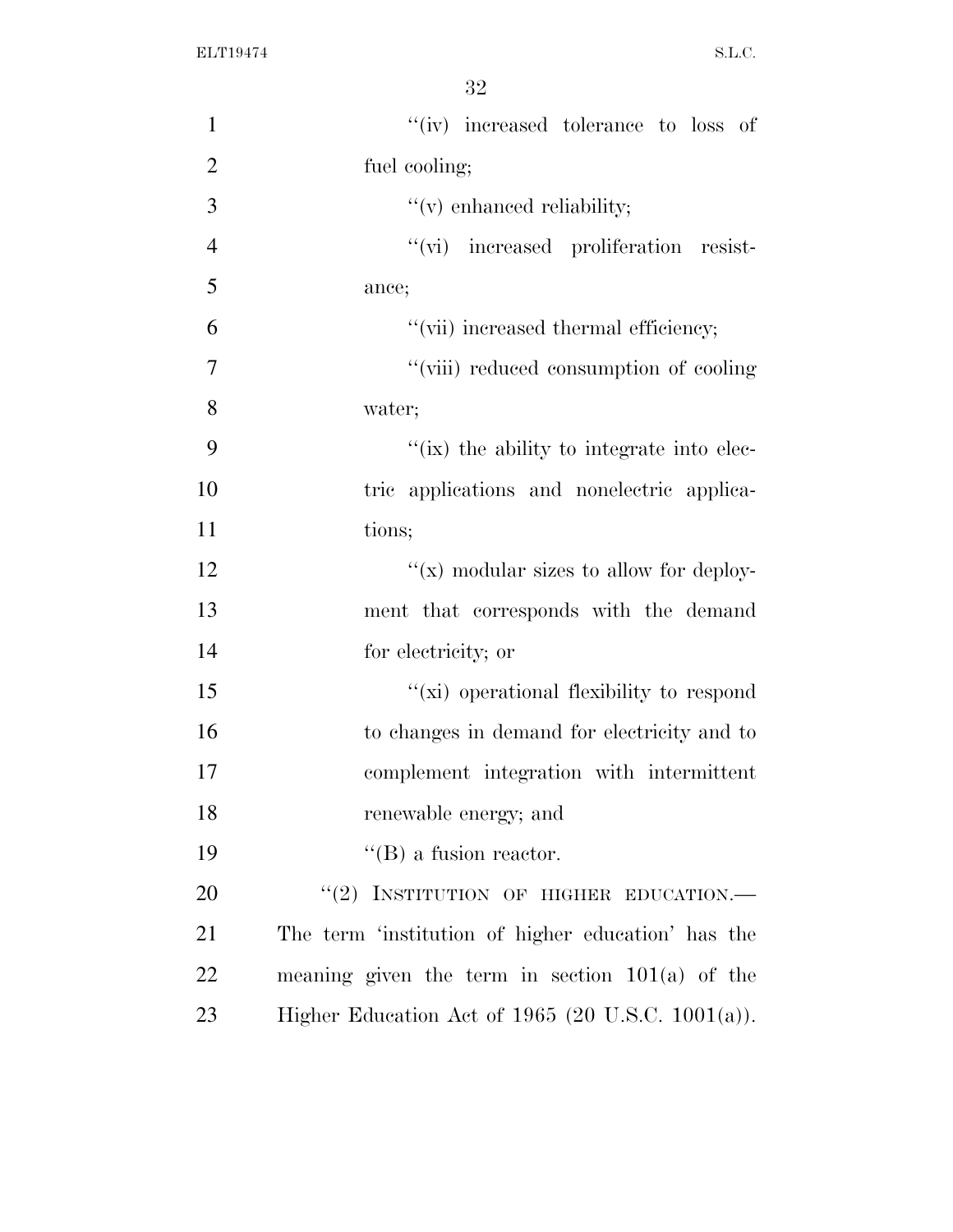''(iv) increased tolerance to loss of fuel cooling;

''(v) enhanced reliability;

''(vi) increased proliferation resistance;

''(vii) increased thermal efficiency;

''(viii) reduced consumption of cooling water;

''(ix) the ability to integrate into electric applications and nonelectric applications;

''(x) modular sizes to allow for deployment that corresponds with the demand for electricity; or

''(xi) operational flexibility to respond to changes in demand for electricity and to complement integration with intermittent renewable energy; and

''(B) a fusion reactor.

''(2) INSTITUTION OF HIGHER EDUCATION.— The term 'institution of higher education' has the meaning given the term in section 101(a) of the Higher Education Act of 1965 (20 U.S.C. 1001(a)).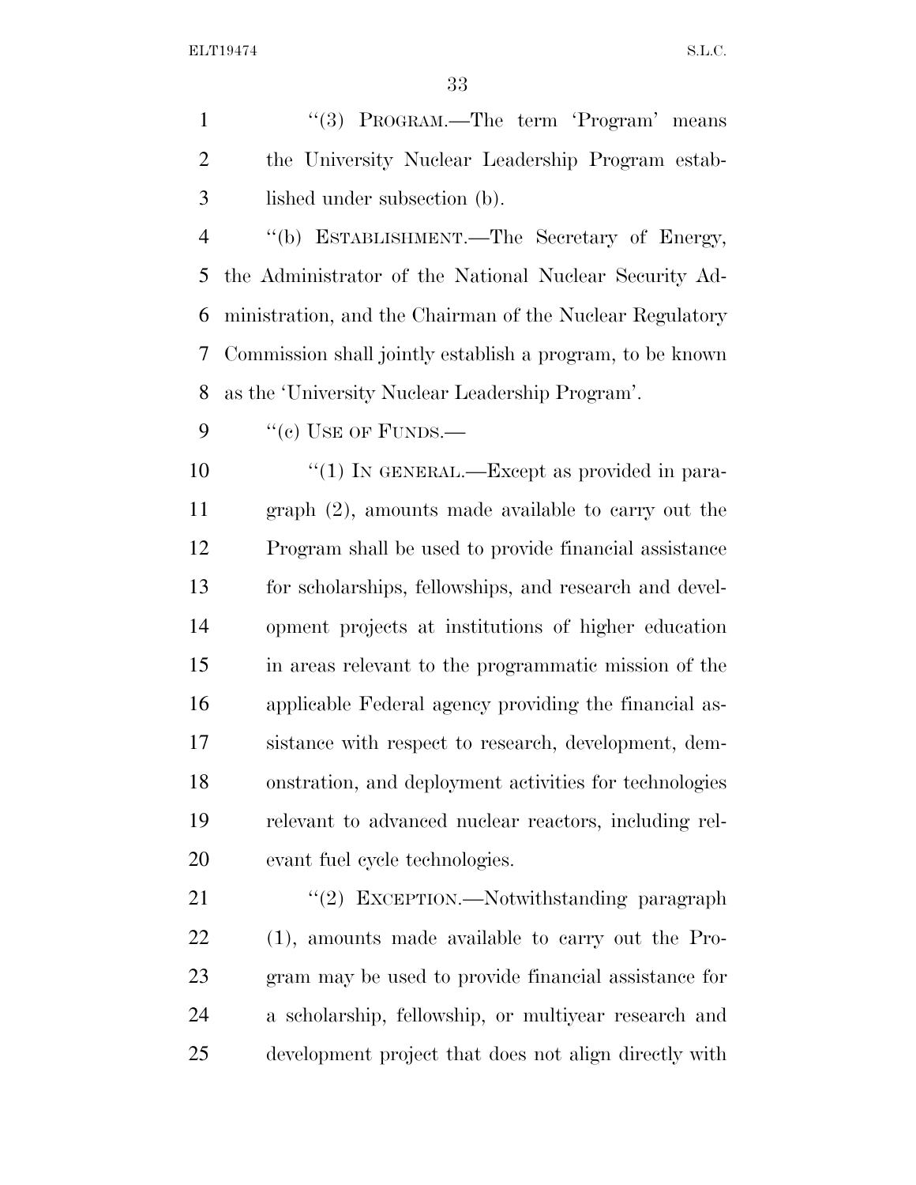"(3) PROGRAM.—The term 'Program' means the University Nuclear Leadership Program established under subsection (b).

"(b) ESTABLISHMENT.—The Secretary of Energy, the Administrator of the National Nuclear Security Administration, and the Chairman of the Nuclear Regulatory Commission shall jointly establish a program, to be known as the 'University Nuclear Leadership Program'.

"(c) USE OF FUNDS.—

"(1) IN GENERAL.—Except as provided in paragraph (2), amounts made available to carry out the Program shall be used to provide financial assistance for scholarships, fellowships, and research and development projects at institutions of higher education in areas relevant to the programmatic mission of the applicable Federal agency providing the financial assistance with respect to research, development, demonstration, and deployment activities for technologies relevant to advanced nuclear reactors, including relevant fuel cycle technologies.

"(2) EXCEPTION.—Notwithstanding paragraph (1), amounts made available to carry out the Program may be used to provide financial assistance for a scholarship, fellowship, or multiyear research and development project that does not align directly with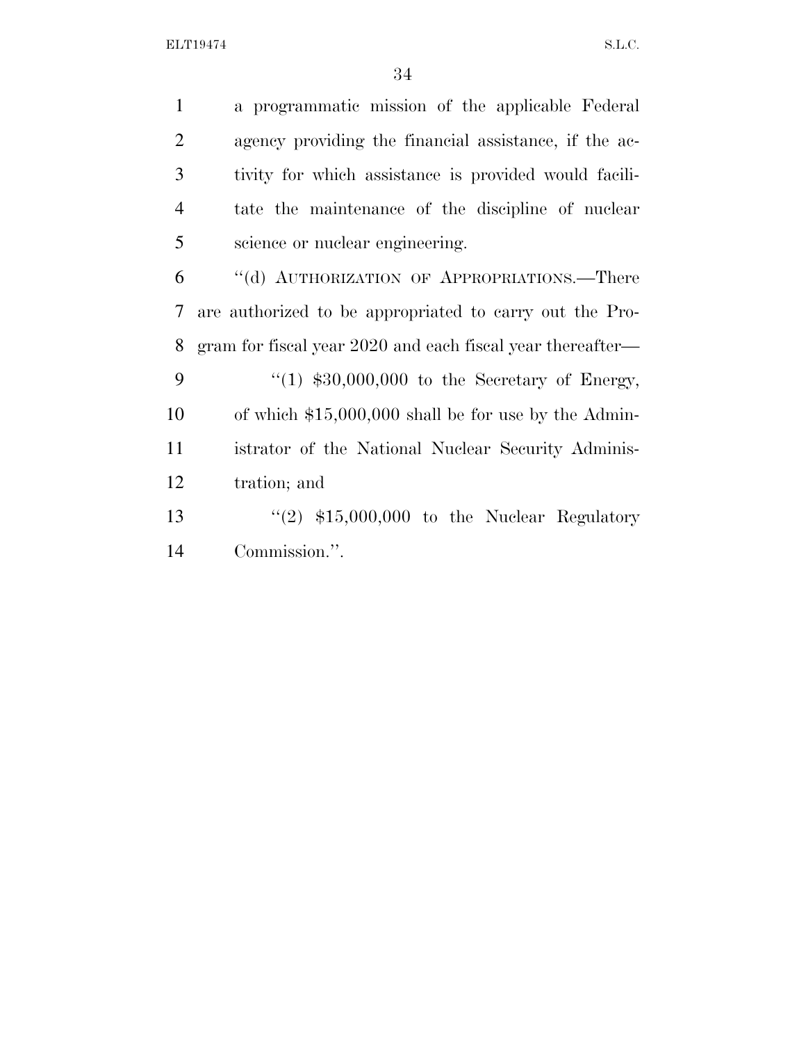a programmatic mission of the applicable Federal agency providing the financial assistance, if the activity for which assistance is provided would facilitate the maintenance of the discipline of nuclear science or nuclear engineering.

''(d) AUTHORIZATION OF APPROPRIATIONS.—There are authorized to be appropriated to carry out the Program for fiscal year 2020 and each fiscal year thereafter—

''(1) $30,000,000 to the Secretary of Energy, of which $15,000,000 shall be for use by the Administrator of the National Nuclear Security Administration; and

''(2) $15,000,000 to the Nuclear Regulatory Commission.''.